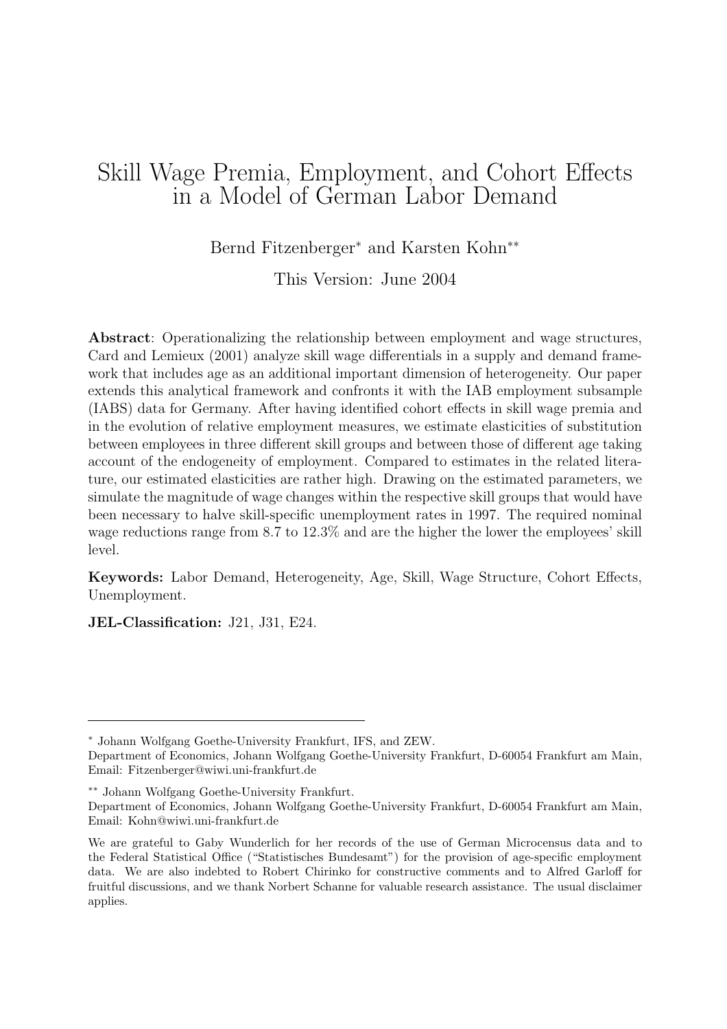# Skill Wage Premia, Employment, and Cohort Effects in a Model of German Labor Demand

Bernd Fitzenberger[*] and Karsten Kohn[**]

This Version: June 2004

**Abstract**: Operationalizing the relationship between employment and wage structures, Card and Lemieux (2001) analyze skill wage differentials in a supply and demand framework that includes age as an additional important dimension of heterogeneity. Our paper extends this analytical framework and confronts it with the IAB employment subsample (IABS) data for Germany. After having identified cohort effects in skill wage premia and in the evolution of relative employment measures, we estimate elasticities of substitution between employees in three different skill groups and between those of different age taking account of the endogeneity of employment. Compared to estimates in the related literature, our estimated elasticities are rather high. Drawing on the estimated parameters, we simulate the magnitude of wage changes within the respective skill groups that would have been necessary to halve skill-specific unemployment rates in 1997. The required nominal wage reductions range from 8.7 to 12.3% and are the higher the lower the employees' skill level.

**Keywords:** Labor Demand, Heterogeneity, Age, Skill, Wage Structure, Cohort Effects, Unemployment.

**JEL-Classification:** J21, J31, E24.

---

[*] Johann Wolfgang Goethe-University Frankfurt, IFS, and ZEW.
Department of Economics, Johann Wolfgang Goethe-University Frankfurt, D-60054 Frankfurt am Main, Email: Fitzenberger@wiwi.uni-frankfurt.de

[**] Johann Wolfgang Goethe-University Frankfurt.
Department of Economics, Johann Wolfgang Goethe-University Frankfurt, D-60054 Frankfurt am Main, Email: Kohn@wiwi.uni-frankfurt.de

We are grateful to Gaby Wunderlich for her records of the use of German Microcensus data and to the Federal Statistical Office ("Statistisches Bundesamt") for the provision of age-specific employment data. We are also indebted to Robert Chirinko for constructive comments and to Alfred Garloff for fruitful discussions, and we thank Norbert Schanne for valuable research assistance. The usual disclaimer applies.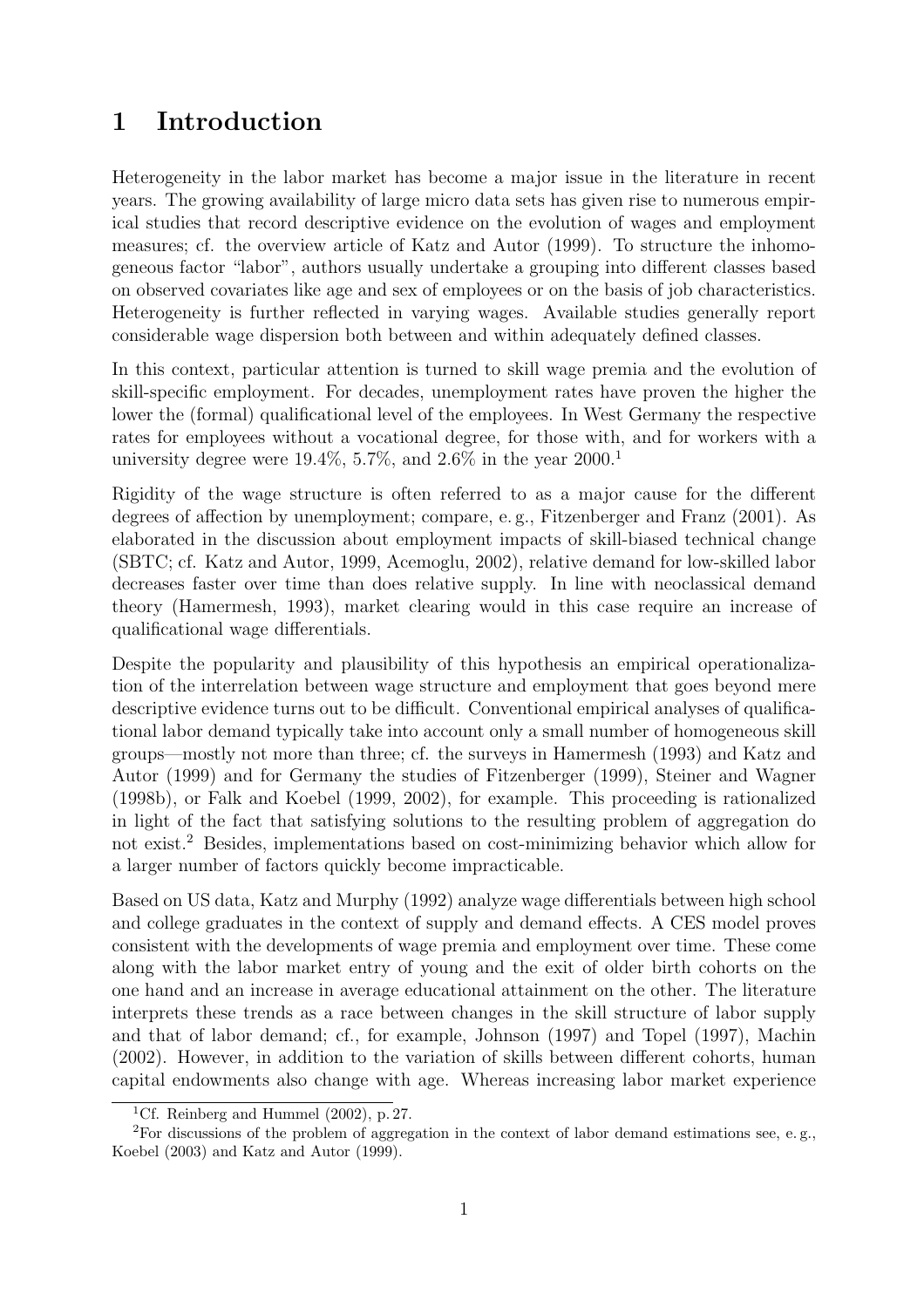// Transcribed page markdown
# 1 Introduction

Heterogeneity in the labor market has become a major issue in the literature in recent years. The growing availability of large micro data sets has given rise to numerous empirical studies that record descriptive evidence on the evolution of wages and employment measures; cf. the overview article of Katz and Autor (1999). To structure the inhomogeneous factor "labor", authors usually undertake a grouping into different classes based on observed covariates like age and sex of employees or on the basis of job characteristics. Heterogeneity is further reflected in varying wages. Available studies generally report considerable wage dispersion both between and within adequately defined classes.

In this context, particular attention is turned to skill wage premia and the evolution of skill-specific employment. For decades, unemployment rates have proven the higher the lower the (formal) qualificational level of the employees. In West Germany the respective rates for employees without a vocational degree, for those with, and for workers with a university degree were 19.4%, 5.7%, and 2.6% in the year 2000.[1]

Rigidity of the wage structure is often referred to as a major cause for the different degrees of affection by unemployment; compare, e. g., Fitzenberger and Franz (2001). As elaborated in the discussion about employment impacts of skill-biased technical change (SBTC; cf. Katz and Autor, 1999, Acemoglu, 2002), relative demand for low-skilled labor decreases faster over time than does relative supply. In line with neoclassical demand theory (Hamermesh, 1993), market clearing would in this case require an increase of qualificational wage differentials.

Despite the popularity and plausibility of this hypothesis an empirical operationalization of the interrelation between wage structure and employment that goes beyond mere descriptive evidence turns out to be difficult. Conventional empirical analyses of qualificational labor demand typically take into account only a small number of homogeneous skill groups—mostly not more than three; cf. the surveys in Hamermesh (1993) and Katz and Autor (1999) and for Germany the studies of Fitzenberger (1999), Steiner and Wagner (1998b), or Falk and Koebel (1999, 2002), for example. This proceeding is rationalized in light of the fact that satisfying solutions to the resulting problem of aggregation do not exist.[2] Besides, implementations based on cost-minimizing behavior which allow for a larger number of factors quickly become impracticable.

Based on US data, Katz and Murphy (1992) analyze wage differentials between high school and college graduates in the context of supply and demand effects. A CES model proves consistent with the developments of wage premia and employment over time. These come along with the labor market entry of young and the exit of older birth cohorts on the one hand and an increase in average educational attainment on the other. The literature interprets these trends as a race between changes in the skill structure of labor supply and that of labor demand; cf., for example, Johnson (1997) and Topel (1997), Machin (2002). However, in addition to the variation of skills between different cohorts, human capital endowments also change with age. Whereas increasing labor market experience

[1] Cf. Reinberg and Hummel (2002), p. 27.

[2] For discussions of the problem of aggregation in the context of labor demand estimations see, e. g., Koebel (2003) and Katz and Autor (1999).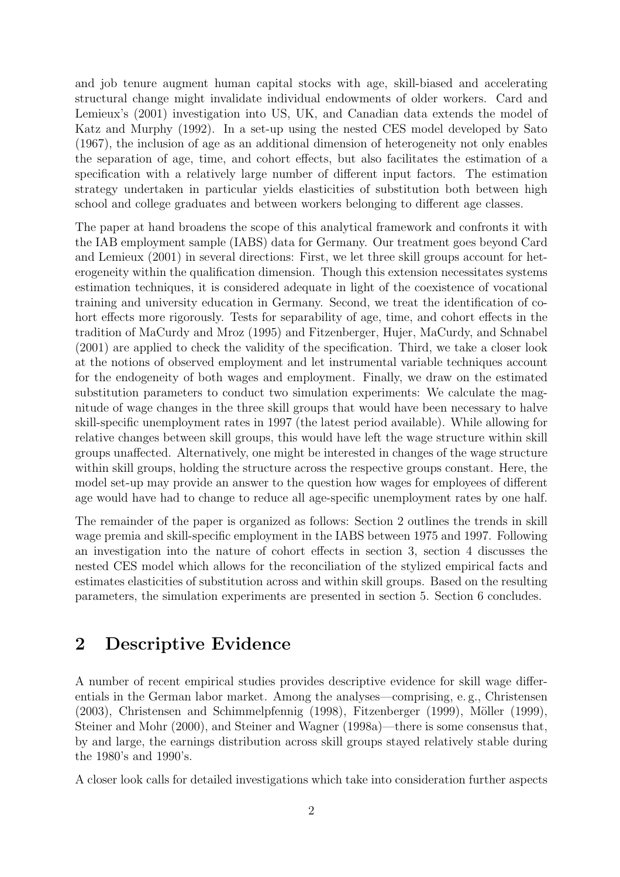and job tenure augment human capital stocks with age, skill-biased and accelerating structural change might invalidate individual endowments of older workers. Card and Lemieux's (2001) investigation into US, UK, and Canadian data extends the model of Katz and Murphy (1992). In a set-up using the nested CES model developed by Sato (1967), the inclusion of age as an additional dimension of heterogeneity not only enables the separation of age, time, and cohort effects, but also facilitates the estimation of a specification with a relatively large number of different input factors. The estimation strategy undertaken in particular yields elasticities of substitution both between high school and college graduates and between workers belonging to different age classes.

The paper at hand broadens the scope of this analytical framework and confronts it with the IAB employment sample (IABS) data for Germany. Our treatment goes beyond Card and Lemieux (2001) in several directions: First, we let three skill groups account for heterogeneity within the qualification dimension. Though this extension necessitates systems estimation techniques, it is considered adequate in light of the coexistence of vocational training and university education in Germany. Second, we treat the identification of cohort effects more rigorously. Tests for separability of age, time, and cohort effects in the tradition of MaCurdy and Mroz (1995) and Fitzenberger, Hujer, MaCurdy, and Schnabel (2001) are applied to check the validity of the specification. Third, we take a closer look at the notions of observed employment and let instrumental variable techniques account for the endogeneity of both wages and employment. Finally, we draw on the estimated substitution parameters to conduct two simulation experiments: We calculate the magnitude of wage changes in the three skill groups that would have been necessary to halve skill-specific unemployment rates in 1997 (the latest period available). While allowing for relative changes between skill groups, this would have left the wage structure within skill groups unaffected. Alternatively, one might be interested in changes of the wage structure within skill groups, holding the structure across the respective groups constant. Here, the model set-up may provide an answer to the question how wages for employees of different age would have had to change to reduce all age-specific unemployment rates by one half.

The remainder of the paper is organized as follows: Section 2 outlines the trends in skill wage premia and skill-specific employment in the IABS between 1975 and 1997. Following an investigation into the nature of cohort effects in section 3, section 4 discusses the nested CES model which allows for the reconciliation of the stylized empirical facts and estimates elasticities of substitution across and within skill groups. Based on the resulting parameters, the simulation experiments are presented in section 5. Section 6 concludes.

## 2 Descriptive Evidence

A number of recent empirical studies provides descriptive evidence for skill wage differentials in the German labor market. Among the analyses—comprising, e. g., Christensen (2003), Christensen and Schimmelpfennig (1998), Fitzenberger (1999), Möller (1999), Steiner and Mohr (2000), and Steiner and Wagner (1998a)—there is some consensus that, by and large, the earnings distribution across skill groups stayed relatively stable during the 1980's and 1990's.

A closer look calls for detailed investigations which take into consideration further aspects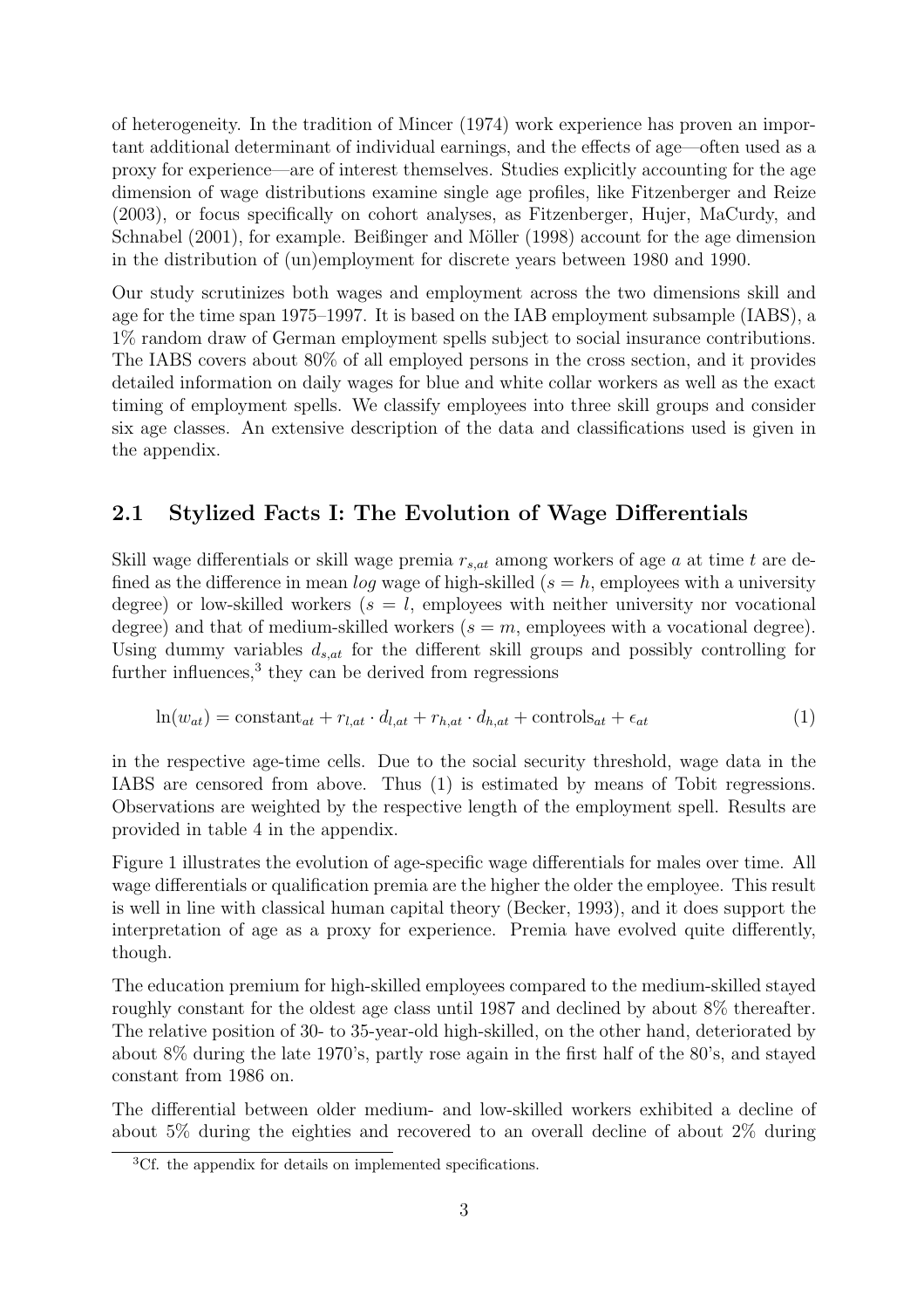of heterogeneity. In the tradition of Mincer (1974) work experience has proven an important additional determinant of individual earnings, and the effects of age—often used as a proxy for experience—are of interest themselves. Studies explicitly accounting for the age dimension of wage distributions examine single age profiles, like Fitzenberger and Reize (2003), or focus specifically on cohort analyses, as Fitzenberger, Hujer, MaCurdy, and Schnabel (2001), for example. Beißinger and Möller (1998) account for the age dimension in the distribution of (un)employment for discrete years between 1980 and 1990.

Our study scrutinizes both wages and employment across the two dimensions skill and age for the time span 1975–1997. It is based on the IAB employment subsample (IABS), a 1% random draw of German employment spells subject to social insurance contributions. The IABS covers about 80% of all employed persons in the cross section, and it provides detailed information on daily wages for blue and white collar workers as well as the exact timing of employment spells. We classify employees into three skill groups and consider six age classes. An extensive description of the data and classifications used is given in the appendix.

## 2.1 Stylized Facts I: The Evolution of Wage Differentials

Skill wage differentials or skill wage premia $r_{s,at}$ among workers of age $a$ at time $t$ are defined as the difference in mean *log* wage of high-skilled ($s = h$, employees with a university degree) or low-skilled workers ($s = l$, employees with neither university nor vocational degree) and that of medium-skilled workers ($s = m$, employees with a vocational degree). Using dummy variables $d_{s,at}$ for the different skill groups and possibly controlling for further influences,[3] they can be derived from regressions

$$\ln(w_{at}) = \text{constant}_{at} + r_{l,at} \cdot d_{l,at} + r_{h,at} \cdot d_{h,at} + \text{controls}_{at} + \epsilon_{at} \tag{1}$$

in the respective age-time cells. Due to the social security threshold, wage data in the IABS are censored from above. Thus (1) is estimated by means of Tobit regressions. Observations are weighted by the respective length of the employment spell. Results are provided in table 4 in the appendix.

Figure 1 illustrates the evolution of age-specific wage differentials for males over time. All wage differentials or qualification premia are the higher the older the employee. This result is well in line with classical human capital theory (Becker, 1993), and it does support the interpretation of age as a proxy for experience. Premia have evolved quite differently, though.

The education premium for high-skilled employees compared to the medium-skilled stayed roughly constant for the oldest age class until 1987 and declined by about 8% thereafter. The relative position of 30- to 35-year-old high-skilled, on the other hand, deteriorated by about 8% during the late 1970's, partly rose again in the first half of the 80's, and stayed constant from 1986 on.

The differential between older medium- and low-skilled workers exhibited a decline of about 5% during the eighties and recovered to an overall decline of about 2% during

[3] Cf. the appendix for details on implemented specifications.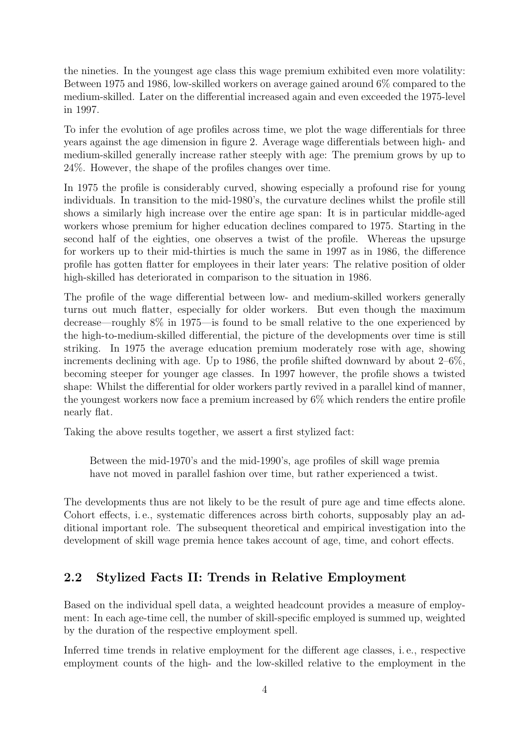the nineties. In the youngest age class this wage premium exhibited even more volatility: Between 1975 and 1986, low-skilled workers on average gained around 6% compared to the medium-skilled. Later on the differential increased again and even exceeded the 1975-level in 1997.

To infer the evolution of age profiles across time, we plot the wage differentials for three years against the age dimension in figure 2. Average wage differentials between high- and medium-skilled generally increase rather steeply with age: The premium grows by up to 24%. However, the shape of the profiles changes over time.

In 1975 the profile is considerably curved, showing especially a profound rise for young individuals. In transition to the mid-1980's, the curvature declines whilst the profile still shows a similarly high increase over the entire age span: It is in particular middle-aged workers whose premium for higher education declines compared to 1975. Starting in the second half of the eighties, one observes a twist of the profile. Whereas the upsurge for workers up to their mid-thirties is much the same in 1997 as in 1986, the difference profile has gotten flatter for employees in their later years: The relative position of older high-skilled has deteriorated in comparison to the situation in 1986.

The profile of the wage differential between low- and medium-skilled workers generally turns out much flatter, especially for older workers. But even though the maximum decrease—roughly 8% in 1975—is found to be small relative to the one experienced by the high-to-medium-skilled differential, the picture of the developments over time is still striking. In 1975 the average education premium moderately rose with age, showing increments declining with age. Up to 1986, the profile shifted downward by about 2–6%, becoming steeper for younger age classes. In 1997 however, the profile shows a twisted shape: Whilst the differential for older workers partly revived in a parallel kind of manner, the youngest workers now face a premium increased by 6% which renders the entire profile nearly flat.

Taking the above results together, we assert a first stylized fact:

> Between the mid-1970's and the mid-1990's, age profiles of skill wage premia have not moved in parallel fashion over time, but rather experienced a twist.

The developments thus are not likely to be the result of pure age and time effects alone. Cohort effects, i. e., systematic differences across birth cohorts, supposably play an additional important role. The subsequent theoretical and empirical investigation into the development of skill wage premia hence takes account of age, time, and cohort effects.

## 2.2 Stylized Facts II: Trends in Relative Employment

Based on the individual spell data, a weighted headcount provides a measure of employment: In each age-time cell, the number of skill-specific employed is summed up, weighted by the duration of the respective employment spell.

Inferred time trends in relative employment for the different age classes, i. e., respective employment counts of the high- and the low-skilled relative to the employment in the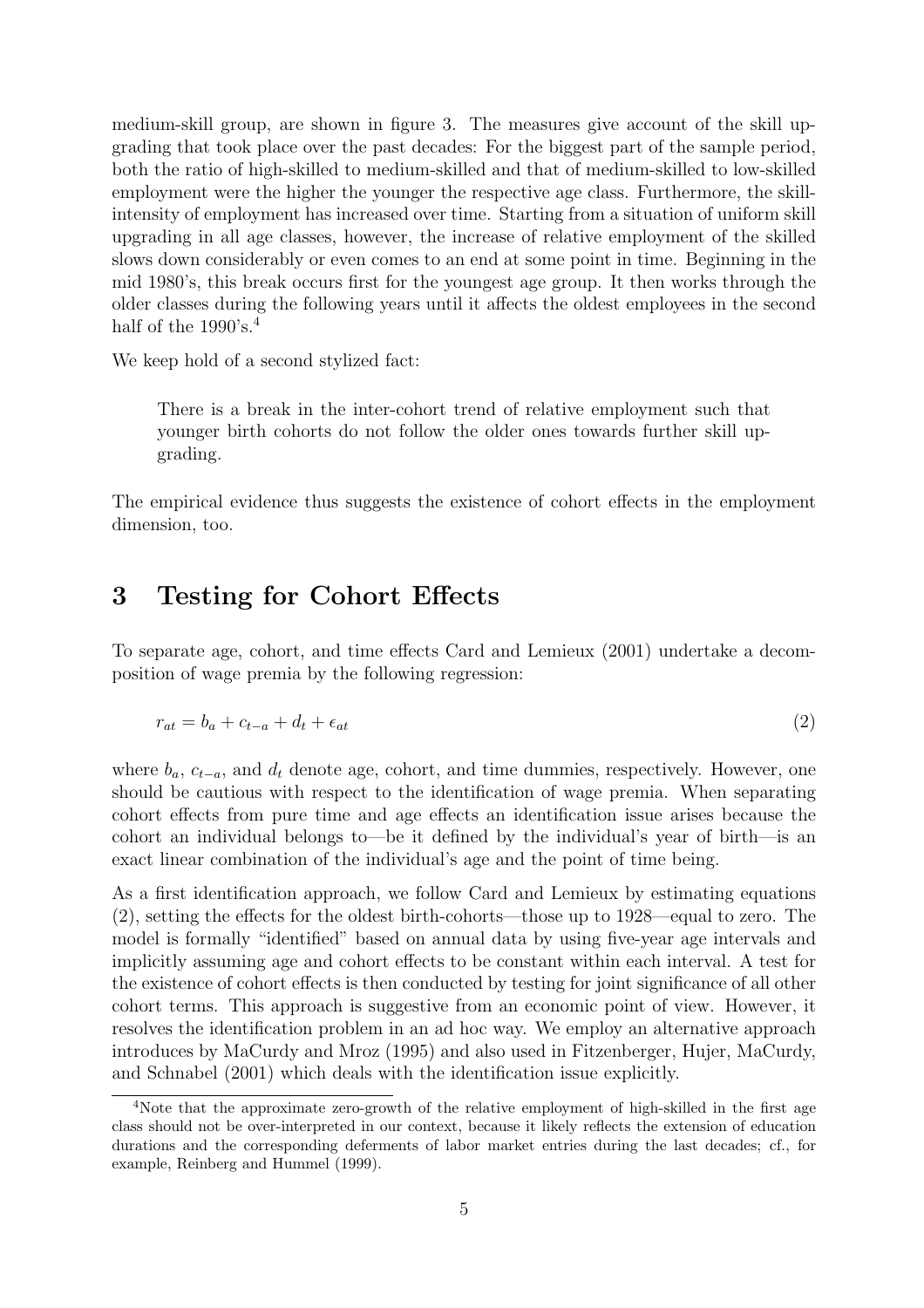medium-skill group, are shown in figure 3. The measures give account of the skill upgrading that took place over the past decades: For the biggest part of the sample period, both the ratio of high-skilled to medium-skilled and that of medium-skilled to low-skilled employment were the higher the younger the respective age class. Furthermore, the skill-intensity of employment has increased over time. Starting from a situation of uniform skill upgrading in all age classes, however, the increase of relative employment of the skilled slows down considerably or even comes to an end at some point in time. Beginning in the mid 1980's, this break occurs first for the youngest age group. It then works through the older classes during the following years until it affects the oldest employees in the second half of the 1990's.[4]

We keep hold of a second stylized fact:

> There is a break in the inter-cohort trend of relative employment such that younger birth cohorts do not follow the older ones towards further skill upgrading.

The empirical evidence thus suggests the existence of cohort effects in the employment dimension, too.

# 3 Testing for Cohort Effects

To separate age, cohort, and time effects Card and Lemieux (2001) undertake a decomposition of wage premia by the following regression:

$$r_{at} = b_a + c_{t-a} + d_t + \epsilon_{at} \tag{2}$$

where $b_a$, $c_{t-a}$, and $d_t$ denote age, cohort, and time dummies, respectively. However, one should be cautious with respect to the identification of wage premia. When separating cohort effects from pure time and age effects an identification issue arises because the cohort an individual belongs to—be it defined by the individual's year of birth—is an exact linear combination of the individual's age and the point of time being.

As a first identification approach, we follow Card and Lemieux by estimating equations (2), setting the effects for the oldest birth-cohorts—those up to 1928—equal to zero. The model is formally "identified" based on annual data by using five-year age intervals and implicitly assuming age and cohort effects to be constant within each interval. A test for the existence of cohort effects is then conducted by testing for joint significance of all other cohort terms. This approach is suggestive from an economic point of view. However, it resolves the identification problem in an ad hoc way. We employ an alternative approach introduces by MaCurdy and Mroz (1995) and also used in Fitzenberger, Hujer, MaCurdy, and Schnabel (2001) which deals with the identification issue explicitly.

[4]Note that the approximate zero-growth of the relative employment of high-skilled in the first age class should not be over-interpreted in our context, because it likely reflects the extension of education durations and the corresponding deferments of labor market entries during the last decades; cf., for example, Reinberg and Hummel (1999).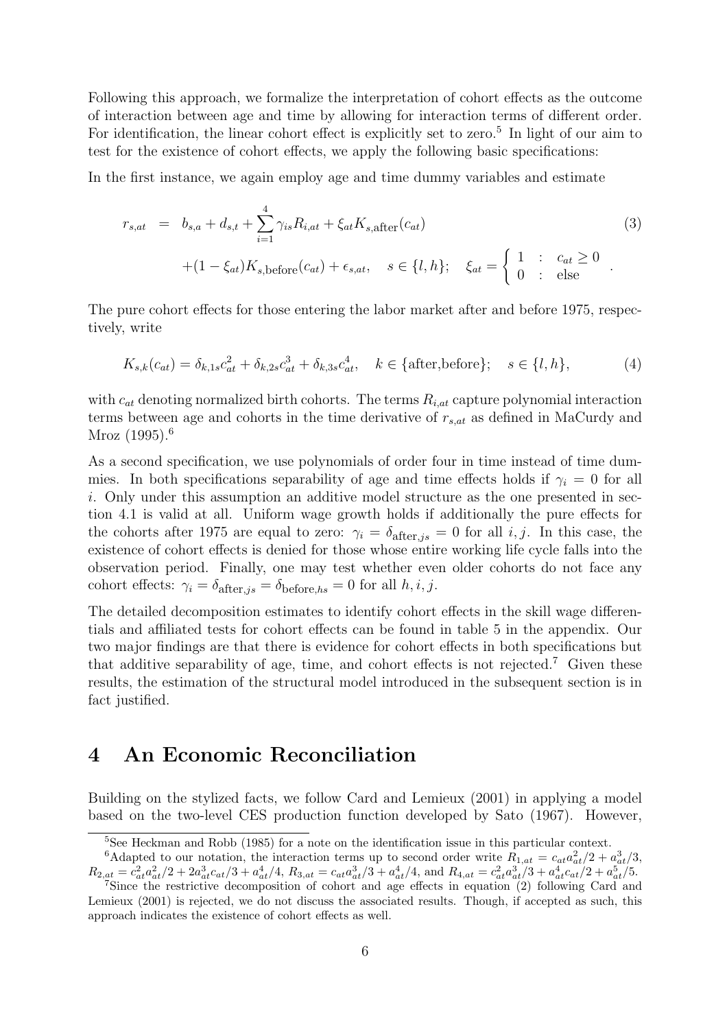Following this approach, we formalize the interpretation of cohort effects as the outcome of interaction between age and time by allowing for interaction terms of different order. For identification, the linear cohort effect is explicitly set to zero.[5] In light of our aim to test for the existence of cohort effects, we apply the following basic specifications:

In the first instance, we again employ age and time dummy variables and estimate

$$
\begin{aligned}
r_{s,at} &= b_{s,a} + d_{s,t} + \sum_{i=1}^{4} \gamma_{is} R_{i,at} + \xi_{at} K_{s,\text{after}}(c_{at}) \\
&\quad + (1-\xi_{at}) K_{s,\text{before}}(c_{at}) + \epsilon_{s,at}, \quad s \in \{l,h\}; \quad \xi_{at} = \begin{cases} 1 & : \quad c_{at} \geq 0 \\ 0 & : \quad \text{else} \end{cases} .
\end{aligned}
\tag{3}
$$

The pure cohort effects for those entering the labor market after and before 1975, respectively, write

$$
K_{s,k}(c_{at}) = \delta_{k,1s} c_{at}^2 + \delta_{k,2s} c_{at}^3 + \delta_{k,3s} c_{at}^4, \quad k \in \{\text{after,before}\}; \quad s \in \{l,h\},
\tag{4}
$$

with $c_{at}$ denoting normalized birth cohorts. The terms $R_{i,at}$ capture polynomial interaction terms between age and cohorts in the time derivative of $r_{s,at}$ as defined in MaCurdy and Mroz (1995).[6]

As a second specification, we use polynomials of order four in time instead of time dummies. In both specifications separability of age and time effects holds if $\gamma_i = 0$ for all $i$. Only under this assumption an additive model structure as the one presented in section 4.1 is valid at all. Uniform wage growth holds if additionally the pure effects for the cohorts after 1975 are equal to zero: $\gamma_i = \delta_{\text{after},js} = 0$ for all $i, j$. In this case, the existence of cohort effects is denied for those whose entire working life cycle falls into the observation period. Finally, one may test whether even older cohorts do not face any cohort effects: $\gamma_i = \delta_{\text{after},js} = \delta_{\text{before},hs} = 0$ for all $h, i, j$.

The detailed decomposition estimates to identify cohort effects in the skill wage differentials and affiliated tests for cohort effects can be found in table 5 in the appendix. Our two major findings are that there is evidence for cohort effects in both specifications but that additive separability of age, time, and cohort effects is not rejected.[7] Given these results, the estimation of the structural model introduced in the subsequent section is in fact justified.

# 4 An Economic Reconciliation

Building on the stylized facts, we follow Card and Lemieux (2001) in applying a model based on the two-level CES production function developed by Sato (1967). However,

---

[5] See Heckman and Robb (1985) for a note on the identification issue in this particular context.

[6] Adapted to our notation, the interaction terms up to second order write $R_{1,at} = c_{at}a_{at}^2/2 + a_{at}^3/3$, $R_{2,at} = c_{at}^2 a_{at}^2/2 + 2a_{at}^3 c_{at}/3 + a_{at}^4/4$, $R_{3,at} = c_{at}a_{at}^3/3 + a_{at}^4/4$, and $R_{4,at} = c_{at}^2 a_{at}^3/3 + a_{at}^4 c_{at}/2 + a_{at}^5/5$.

[7] Since the restrictive decomposition of cohort and age effects in equation (2) following Card and Lemieux (2001) is rejected, we do not discuss the associated results. Though, if accepted as such, this approach indicates the existence of cohort effects as well.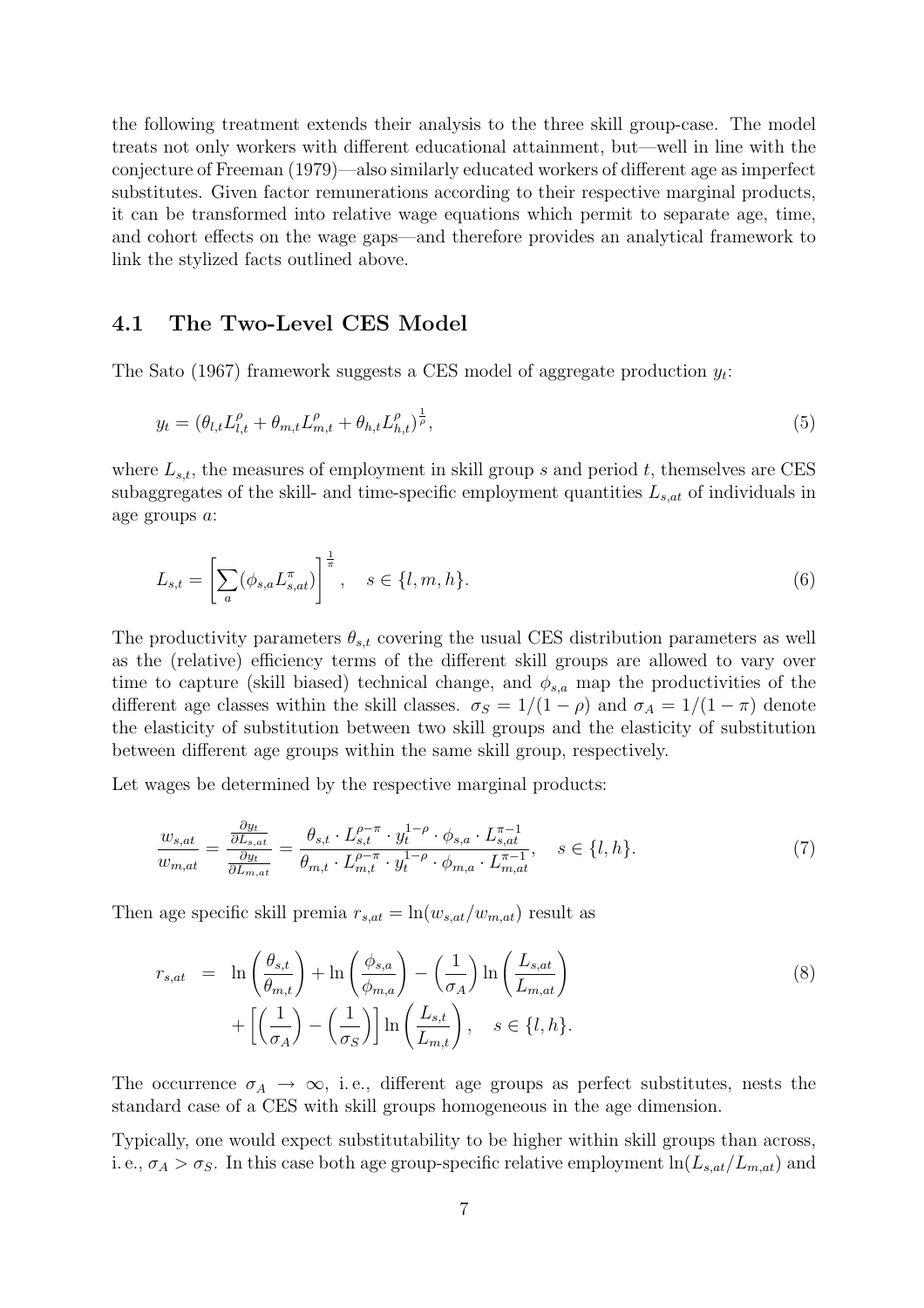the following treatment extends their analysis to the three skill group-case. The model treats not only workers with different educational attainment, but—well in line with the conjecture of Freeman (1979)—also similarly educated workers of different age as imperfect substitutes. Given factor remunerations according to their respective marginal products, it can be transformed into relative wage equations which permit to separate age, time, and cohort effects on the wage gaps—and therefore provides an analytical framework to link the stylized facts outlined above.

## 4.1 The Two-Level CES Model

The Sato (1967) framework suggests a CES model of aggregate production $y_t$:

$$y_t = (\theta_{l,t} L_{l,t}^{\rho} + \theta_{m,t} L_{m,t}^{\rho} + \theta_{h,t} L_{h,t}^{\rho})^{\frac{1}{\rho}}, \tag{5}$$

where $L_{s,t}$, the measures of employment in skill group $s$ and period $t$, themselves are CES subaggregates of the skill- and time-specific employment quantities $L_{s,at}$ of individuals in age groups $a$:

$$L_{s,t} = \left[ \sum_a (\phi_{s,a} L_{s,at}^{\pi}) \right]^{\frac{1}{\pi}}, \quad s \in \{l, m, h\}. \tag{6}$$

The productivity parameters $\theta_{s,t}$ covering the usual CES distribution parameters as well as the (relative) efficiency terms of the different skill groups are allowed to vary over time to capture (skill biased) technical change, and $\phi_{s,a}$ map the productivities of the different age classes within the skill classes. $\sigma_S = 1/(1-\rho)$ and $\sigma_A = 1/(1-\pi)$ denote the elasticity of substitution between two skill groups and the elasticity of substitution between different age groups within the same skill group, respectively.

Let wages be determined by the respective marginal products:

$$\frac{w_{s,at}}{w_{m,at}} = \frac{\frac{\partial y_t}{\partial L_{s,at}}}{\frac{\partial y_t}{\partial L_{m,at}}} = \frac{\theta_{s,t} \cdot L_{s,t}^{\rho-\pi} \cdot y_t^{1-\rho} \cdot \phi_{s,a} \cdot L_{s,at}^{\pi-1}}{\theta_{m,t} \cdot L_{m,t}^{\rho-\pi} \cdot y_t^{1-\rho} \cdot \phi_{m,a} \cdot L_{m,at}^{\pi-1}}, \quad s \in \{l, h\}. \tag{7}$$

Then age specific skill premia $r_{s,at} = \ln(w_{s,at}/w_{m,at})$ result as

$$\begin{aligned} r_{s,at} &= \ln\left(\frac{\theta_{s,t}}{\theta_{m,t}}\right) + \ln\left(\frac{\phi_{s,a}}{\phi_{m,a}}\right) - \left(\frac{1}{\sigma_A}\right) \ln\left(\frac{L_{s,at}}{L_{m,at}}\right) \\ &\quad + \left[\left(\frac{1}{\sigma_A}\right) - \left(\frac{1}{\sigma_S}\right)\right] \ln\left(\frac{L_{s,t}}{L_{m,t}}\right), \quad s \in \{l, h\}. \end{aligned} \tag{8}$$

The occurrence $\sigma_A \to \infty$, i. e., different age groups as perfect substitutes, nests the standard case of a CES with skill groups homogeneous in the age dimension.

Typically, one would expect substitutability to be higher within skill groups than across, i. e., $\sigma_A > \sigma_S$. In this case both age group-specific relative employment $\ln(L_{s,at}/L_{m,at})$ and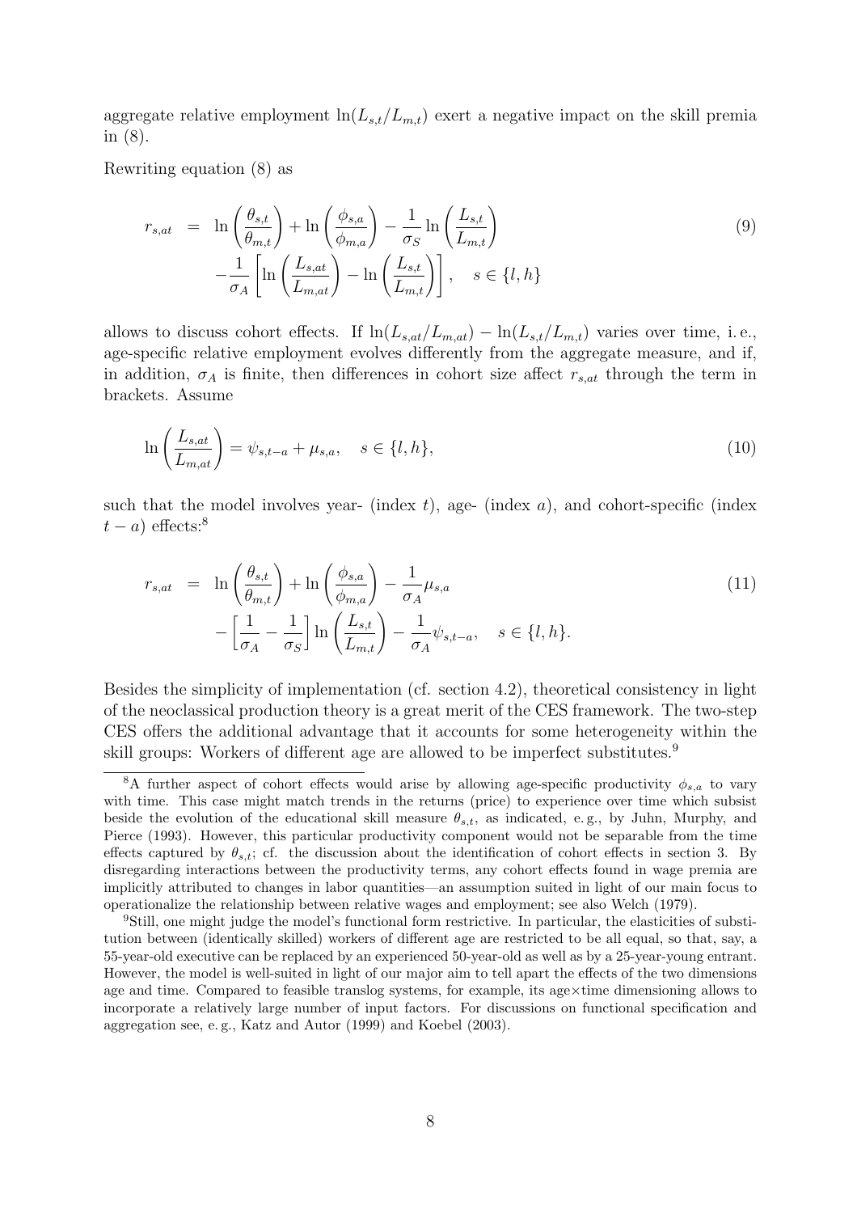aggregate relative employment $\ln(L_{s,t}/L_{m,t})$ exert a negative impact on the skill premia in (8).

Rewriting equation (8) as

$$
\begin{aligned}
r_{s,at} &= \ln\left(\frac{\theta_{s,t}}{\theta_{m,t}}\right) + \ln\left(\frac{\phi_{s,a}}{\phi_{m,a}}\right) - \frac{1}{\sigma_S}\ln\left(\frac{L_{s,t}}{L_{m,t}}\right) \\
&\quad - \frac{1}{\sigma_A}\left[\ln\left(\frac{L_{s,at}}{L_{m,at}}\right) - \ln\left(\frac{L_{s,t}}{L_{m,t}}\right)\right], \quad s \in \{l, h\}
\end{aligned}
\tag{9}
$$

allows to discuss cohort effects. If $\ln(L_{s,at}/L_{m,at}) - \ln(L_{s,t}/L_{m,t})$ varies over time, i. e., age-specific relative employment evolves differently from the aggregate measure, and if, in addition, $\sigma_A$ is finite, then differences in cohort size affect $r_{s,at}$ through the term in brackets. Assume

$$
\ln\left(\frac{L_{s,at}}{L_{m,at}}\right) = \psi_{s,t-a} + \mu_{s,a}, \quad s \in \{l, h\},
\tag{10}
$$

such that the model involves year- (index $t$), age- (index $a$), and cohort-specific (index $t-a$) effects:[8]

$$
\begin{aligned}
r_{s,at} &= \ln\left(\frac{\theta_{s,t}}{\theta_{m,t}}\right) + \ln\left(\frac{\phi_{s,a}}{\phi_{m,a}}\right) - \frac{1}{\sigma_A}\mu_{s,a} \\
&\quad - \left[\frac{1}{\sigma_A} - \frac{1}{\sigma_S}\right]\ln\left(\frac{L_{s,t}}{L_{m,t}}\right) - \frac{1}{\sigma_A}\psi_{s,t-a}, \quad s \in \{l, h\}.
\end{aligned}
\tag{11}
$$

Besides the simplicity of implementation (cf. section 4.2), theoretical consistency in light of the neoclassical production theory is a great merit of the CES framework. The two-step CES offers the additional advantage that it accounts for some heterogeneity within the skill groups: Workers of different age are allowed to be imperfect substitutes.[9]

[8] A further aspect of cohort effects would arise by allowing age-specific productivity $\phi_{s,a}$ to vary with time. This case might match trends in the returns (price) to experience over time which subsist beside the evolution of the educational skill measure $\theta_{s,t}$, as indicated, e. g., by Juhn, Murphy, and Pierce (1993). However, this particular productivity component would not be separable from the time effects captured by $\theta_{s,t}$; cf. the discussion about the identification of cohort effects in section 3. By disregarding interactions between the productivity terms, any cohort effects found in wage premia are implicitly attributed to changes in labor quantities—an assumption suited in light of our main focus to operationalize the relationship between relative wages and employment; see also Welch (1979).

[9] Still, one might judge the model's functional form restrictive. In particular, the elasticities of substitution between (identically skilled) workers of different age are restricted to be all equal, so that, say, a 55-year-old executive can be replaced by an experienced 50-year-old as well as by a 25-year-young entrant. However, the model is well-suited in light of our major aim to tell apart the effects of the two dimensions age and time. Compared to feasible translog systems, for example, its age×time dimensioning allows to incorporate a relatively large number of input factors. For discussions on functional specification and aggregation see, e. g., Katz and Autor (1999) and Koebel (2003).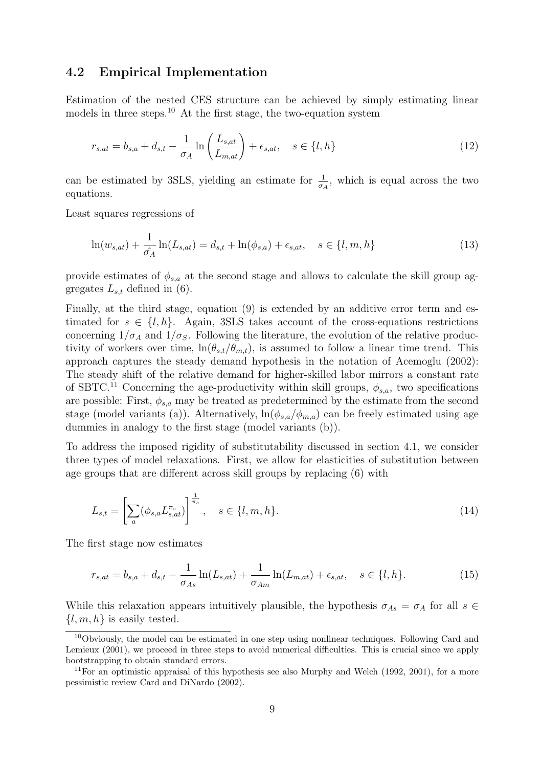## 4.2 Empirical Implementation

Estimation of the nested CES structure can be achieved by simply estimating linear models in three steps.[10] At the first stage, the two-equation system

$$r_{s,at} = b_{s,a} + d_{s,t} - \frac{1}{\sigma_A} \ln\left(\frac{L_{s,at}}{L_{m,at}}\right) + \epsilon_{s,at}, \quad s \in \{l, h\} \tag{12}$$

can be estimated by 3SLS, yielding an estimate for $\frac{1}{\sigma_A}$, which is equal across the two equations.

Least squares regressions of

$$\ln(w_{s,at}) + \frac{1}{\hat{\sigma_A}} \ln(L_{s,at}) = d_{s,t} + \ln(\phi_{s,a}) + \epsilon_{s,at}, \quad s \in \{l, m, h\} \tag{13}$$

provide estimates of $\phi_{s,a}$ at the second stage and allows to calculate the skill group aggregates $L_{s,t}$ defined in (6).

Finally, at the third stage, equation (9) is extended by an additive error term and estimated for $s \in \{l, h\}$. Again, 3SLS takes account of the cross-equations restrictions concerning $1/\sigma_A$ and $1/\sigma_S$. Following the literature, the evolution of the relative productivity of workers over time, $\ln(\theta_{s,t}/\theta_{m,t})$, is assumed to follow a linear time trend. This approach captures the steady demand hypothesis in the notation of Acemoglu (2002): The steady shift of the relative demand for higher-skilled labor mirrors a constant rate of SBTC.[11] Concerning the age-productivity within skill groups, $\phi_{s,a}$, two specifications are possible: First, $\phi_{s,a}$ may be treated as predetermined by the estimate from the second stage (model variants (a)). Alternatively, $\ln(\phi_{s,a}/\phi_{m,a})$ can be freely estimated using age dummies in analogy to the first stage (model variants (b)).

To address the imposed rigidity of substitutability discussed in section 4.1, we consider three types of model relaxations. First, we allow for elasticities of substitution between age groups that are different across skill groups by replacing (6) with

$$L_{s,t} = \left[\sum_a (\phi_{s,a} L_{s,at}^{\pi_s})\right]^{\frac{1}{\pi_s}}, \quad s \in \{l, m, h\}. \tag{14}$$

The first stage now estimates

$$r_{s,at} = b_{s,a} + d_{s,t} - \frac{1}{\sigma_{As}} \ln(L_{s,at}) + \frac{1}{\sigma_{Am}} \ln(L_{m,at}) + \epsilon_{s,at}, \quad s \in \{l, h\}. \tag{15}$$

While this relaxation appears intuitively plausible, the hypothesis $\sigma_{As} = \sigma_A$ for all $s \in \{l, m, h\}$ is easily tested.

---

[10] Obviously, the model can be estimated in one step using nonlinear techniques. Following Card and Lemieux (2001), we proceed in three steps to avoid numerical difficulties. This is crucial since we apply bootstrapping to obtain standard errors.

[11] For an optimistic appraisal of this hypothesis see also Murphy and Welch (1992, 2001), for a more pessimistic review Card and DiNardo (2002).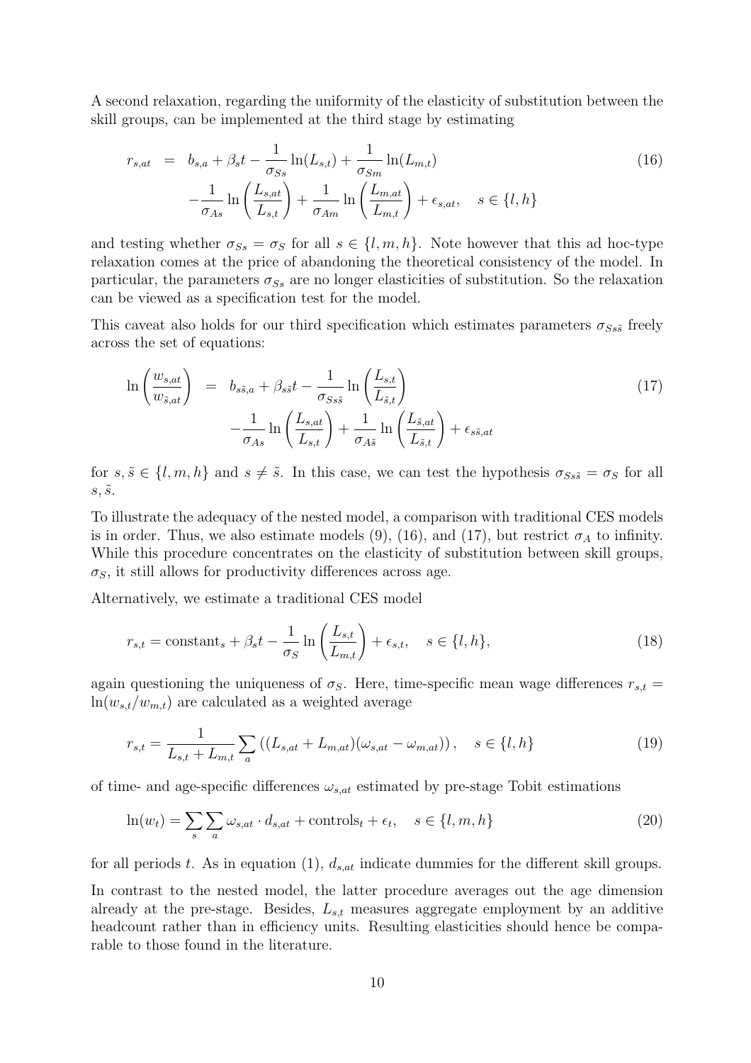A second relaxation, regarding the uniformity of the elasticity of substitution between the skill groups, can be implemented at the third stage by estimating

$$
\begin{aligned}
r_{s,at} &= b_{s,a} + \beta_s t - \frac{1}{\sigma_{Ss}} \ln(L_{s,t}) + \frac{1}{\sigma_{Sm}} \ln(L_{m,t}) \\
&\quad - \frac{1}{\sigma_{As}} \ln\left(\frac{L_{s,at}}{L_{s,t}}\right) + \frac{1}{\sigma_{Am}} \ln\left(\frac{L_{m,at}}{L_{m,t}}\right) + \epsilon_{s,at}, \quad s \in \{l, h\}
\end{aligned}
\tag{16}
$$

and testing whether $\sigma_{Ss} = \sigma_S$ for all $s \in \{l, m, h\}$. Note however that this ad hoc-type relaxation comes at the price of abandoning the theoretical consistency of the model. In particular, the parameters $\sigma_{Ss}$ are no longer elasticities of substitution. So the relaxation can be viewed as a specification test for the model.

This caveat also holds for our third specification which estimates parameters $\sigma_{Ss\tilde{s}}$ freely across the set of equations:

$$
\begin{aligned}
\ln\left(\frac{w_{s,at}}{w_{\tilde{s},at}}\right) &= b_{s\tilde{s},a} + \beta_{s\tilde{s}} t - \frac{1}{\sigma_{Ss\tilde{s}}} \ln\left(\frac{L_{s,t}}{L_{\tilde{s},t}}\right) \\
&\quad - \frac{1}{\sigma_{As}} \ln\left(\frac{L_{s,at}}{L_{s,t}}\right) + \frac{1}{\sigma_{A\tilde{s}}} \ln\left(\frac{L_{\tilde{s},at}}{L_{\tilde{s},t}}\right) + \epsilon_{s\tilde{s},at}
\end{aligned}
\tag{17}
$$

for $s, \tilde{s} \in \{l, m, h\}$ and $s \neq \tilde{s}$. In this case, we can test the hypothesis $\sigma_{Ss\tilde{s}} = \sigma_S$ for all $s, \tilde{s}$.

To illustrate the adequacy of the nested model, a comparison with traditional CES models is in order. Thus, we also estimate models (9), (16), and (17), but restrict $\sigma_A$ to infinity. While this procedure concentrates on the elasticity of substitution between skill groups, $\sigma_S$, it still allows for productivity differences across age.

Alternatively, we estimate a traditional CES model

$$
r_{s,t} = \text{constant}_s + \beta_s t - \frac{1}{\sigma_S} \ln\left(\frac{L_{s,t}}{L_{m,t}}\right) + \epsilon_{s,t}, \quad s \in \{l, h\},
\tag{18}
$$

again questioning the uniqueness of $\sigma_S$. Here, time-specific mean wage differences $r_{s,t} = \ln(w_{s,t}/w_{m,t})$ are calculated as a weighted average

$$
r_{s,t} = \frac{1}{L_{s,t} + L_{m,t}} \sum_a \left( (L_{s,at} + L_{m,at})(\omega_{s,at} - \omega_{m,at}) \right), \quad s \in \{l, h\}
\tag{19}
$$

of time- and age-specific differences $\omega_{s,at}$ estimated by pre-stage Tobit estimations

$$
\ln(w_t) = \sum_s \sum_a \omega_{s,at} \cdot d_{s,at} + \text{controls}_t + \epsilon_t, \quad s \in \{l, m, h\}
\tag{20}
$$

for all periods $t$. As in equation (1), $d_{s,at}$ indicate dummies for the different skill groups.

In contrast to the nested model, the latter procedure averages out the age dimension already at the pre-stage. Besides, $L_{s,t}$ measures aggregate employment by an additive headcount rather than in efficiency units. Resulting elasticities should hence be comparable to those found in the literature.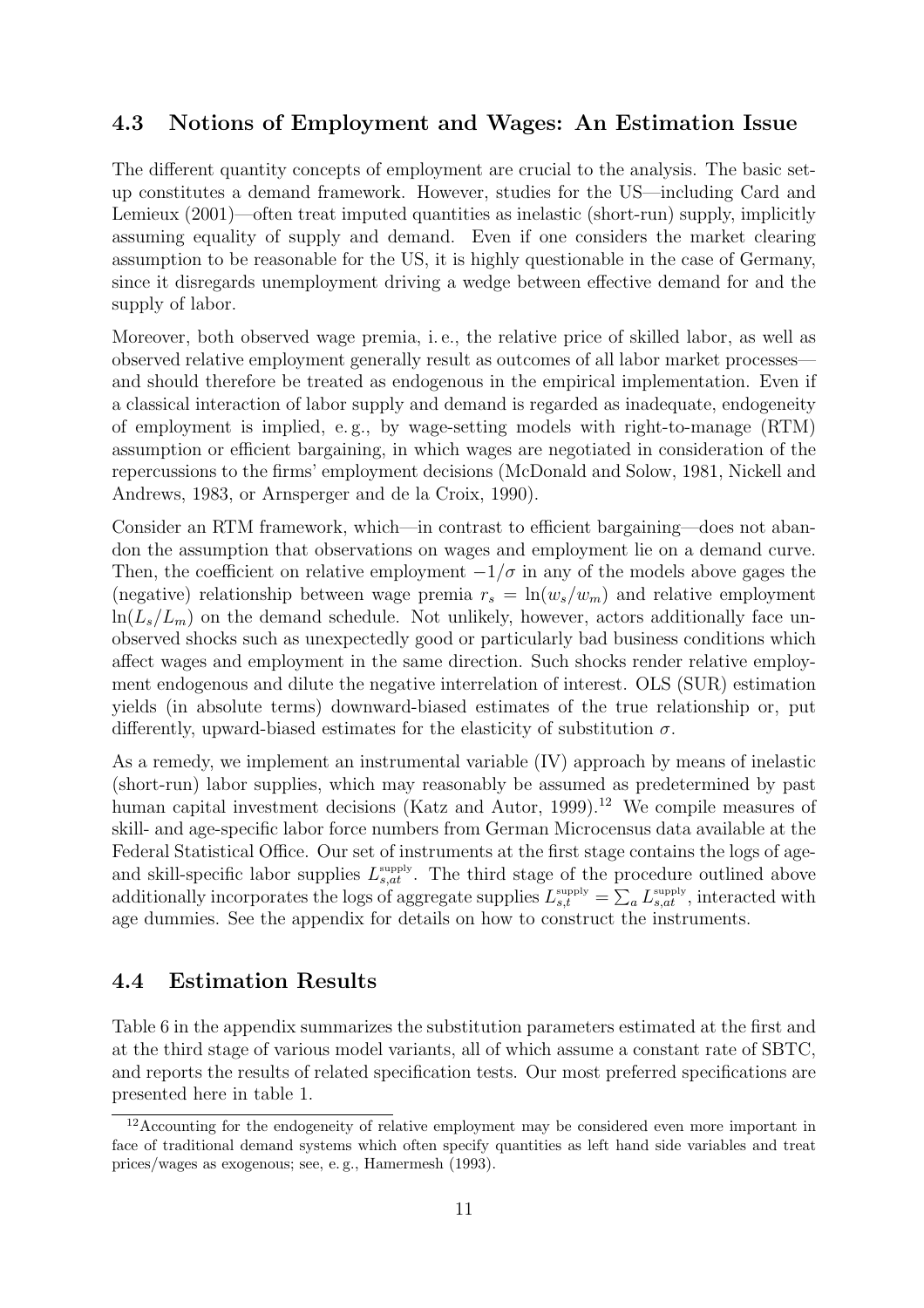### 4.3 Notions of Employment and Wages: An Estimation Issue

The different quantity concepts of employment are crucial to the analysis. The basic set-up constitutes a demand framework. However, studies for the US—including Card and Lemieux (2001)—often treat imputed quantities as inelastic (short-run) supply, implicitly assuming equality of supply and demand. Even if one considers the market clearing assumption to be reasonable for the US, it is highly questionable in the case of Germany, since it disregards unemployment driving a wedge between effective demand for and the supply of labor.

Moreover, both observed wage premia, i. e., the relative price of skilled labor, as well as observed relative employment generally result as outcomes of all labor market processes—and should therefore be treated as endogenous in the empirical implementation. Even if a classical interaction of labor supply and demand is regarded as inadequate, endogeneity of employment is implied, e. g., by wage-setting models with right-to-manage (RTM) assumption or efficient bargaining, in which wages are negotiated in consideration of the repercussions to the firms' employment decisions (McDonald and Solow, 1981, Nickell and Andrews, 1983, or Arnsperger and de la Croix, 1990).

Consider an RTM framework, which—in contrast to efficient bargaining—does not abandon the assumption that observations on wages and employment lie on a demand curve. Then, the coefficient on relative employment $-1/\sigma$ in any of the models above gages the (negative) relationship between wage premia $r_s = \ln(w_s/w_m)$ and relative employment $\ln(L_s/L_m)$ on the demand schedule. Not unlikely, however, actors additionally face unobserved shocks such as unexpectedly good or particularly bad business conditions which affect wages and employment in the same direction. Such shocks render relative employment endogenous and dilute the negative interrelation of interest. OLS (SUR) estimation yields (in absolute terms) downward-biased estimates of the true relationship or, put differently, upward-biased estimates for the elasticity of substitution $\sigma$.

As a remedy, we implement an instrumental variable (IV) approach by means of inelastic (short-run) labor supplies, which may reasonably be assumed as predetermined by past human capital investment decisions (Katz and Autor, 1999).[12] We compile measures of skill- and age-specific labor force numbers from German Microcensus data available at the Federal Statistical Office. Our set of instruments at the first stage contains the logs of age- and skill-specific labor supplies $L^{\text{supply}}_{s,at}$. The third stage of the procedure outlined above additionally incorporates the logs of aggregate supplies $L^{\text{supply}}_{s,t} = \sum_a L^{\text{supply}}_{s,at}$, interacted with age dummies. See the appendix for details on how to construct the instruments.

### 4.4 Estimation Results

Table 6 in the appendix summarizes the substitution parameters estimated at the first and at the third stage of various model variants, all of which assume a constant rate of SBTC, and reports the results of related specification tests. Our most preferred specifications are presented here in table 1.

[12] Accounting for the endogeneity of relative employment may be considered even more important in face of traditional demand systems which often specify quantities as left hand side variables and treat prices/wages as exogenous; see, e. g., Hamermesh (1993).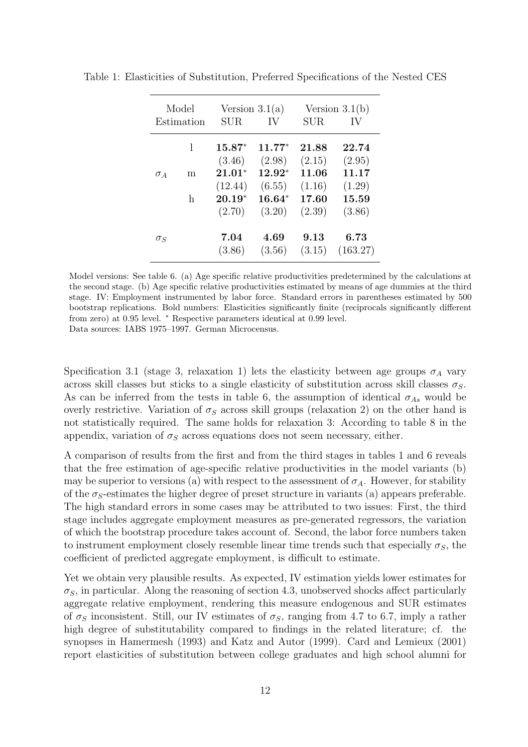Table 1: Elasticities of Substitution, Preferred Specifications of the Nested CES

| Model | | Version 3.1(a) | | Version 3.1(b) | |
|---|---|---|---|---|---|
| Estimation | | SUR | IV | SUR | IV |
| $\sigma_A$ | l | **15.87**$^*$ | **11.77**$^*$ | **21.88** | **22.74** |
| | | (3.46) | (2.98) | (2.15) | (2.95) |
| | m | **21.01**$^*$ | **12.92**$^*$ | **11.06** | **11.17** |
| | | (12.44) | (6.55) | (1.16) | (1.29) |
| | h | **20.19**$^*$ | **16.64**$^*$ | **17.60** | **15.59** |
| | | (2.70) | (3.20) | (2.39) | (3.86) |
| $\sigma_S$ | | **7.04** | **4.69** | **9.13** | **6.73** |
| | | (3.86) | (3.56) | (3.15) | (163.27) |

Model versions: See table 6. (a) Age specific relative productivities predetermined by the calculations at the second stage. (b) Age specific relative productivities estimated by means of age dummies at the third stage. IV: Employment instrumented by labor force. Standard errors in parentheses estimated by 500 bootstrap replications. Bold numbers: Elasticities significantly finite (reciprocals significantly different from zero) at 0.95 level. $^*$ Respective parameters identical at 0.99 level.
Data sources: IABS 1975–1997. German Microcensus.

Specification 3.1 (stage 3, relaxation 1) lets the elasticity between age groups $\sigma_A$ vary across skill classes but sticks to a single elasticity of substitution across skill classes $\sigma_S$. As can be inferred from the tests in table 6, the assumption of identical $\sigma_{As}$ would be overly restrictive. Variation of $\sigma_S$ across skill groups (relaxation 2) on the other hand is not statistically required. The same holds for relaxation 3: According to table 8 in the appendix, variation of $\sigma_S$ across equations does not seem necessary, either.

A comparison of results from the first and from the third stages in tables 1 and 6 reveals that the free estimation of age-specific relative productivities in the model variants (b) may be superior to versions (a) with respect to the assessment of $\sigma_A$. However, for stability of the $\sigma_S$-estimates the higher degree of preset structure in variants (a) appears preferable. The high standard errors in some cases may be attributed to two issues: First, the third stage includes aggregate employment measures as pre-generated regressors, the variation of which the bootstrap procedure takes account of. Second, the labor force numbers taken to instrument employment closely resemble linear time trends such that especially $\sigma_S$, the coefficient of predicted aggregate employment, is difficult to estimate.

Yet we obtain very plausible results. As expected, IV estimation yields lower estimates for $\sigma_S$, in particular. Along the reasoning of section 4.3, unobserved shocks affect particularly aggregate relative employment, rendering this measure endogenous and SUR estimates of $\sigma_S$ inconsistent. Still, our IV estimates of $\sigma_S$, ranging from 4.7 to 6.7, imply a rather high degree of substitutability compared to findings in the related literature; cf. the synopses in Hamermesh (1993) and Katz and Autor (1999). Card and Lemieux (2001) report elasticities of substitution between college graduates and high school alumni for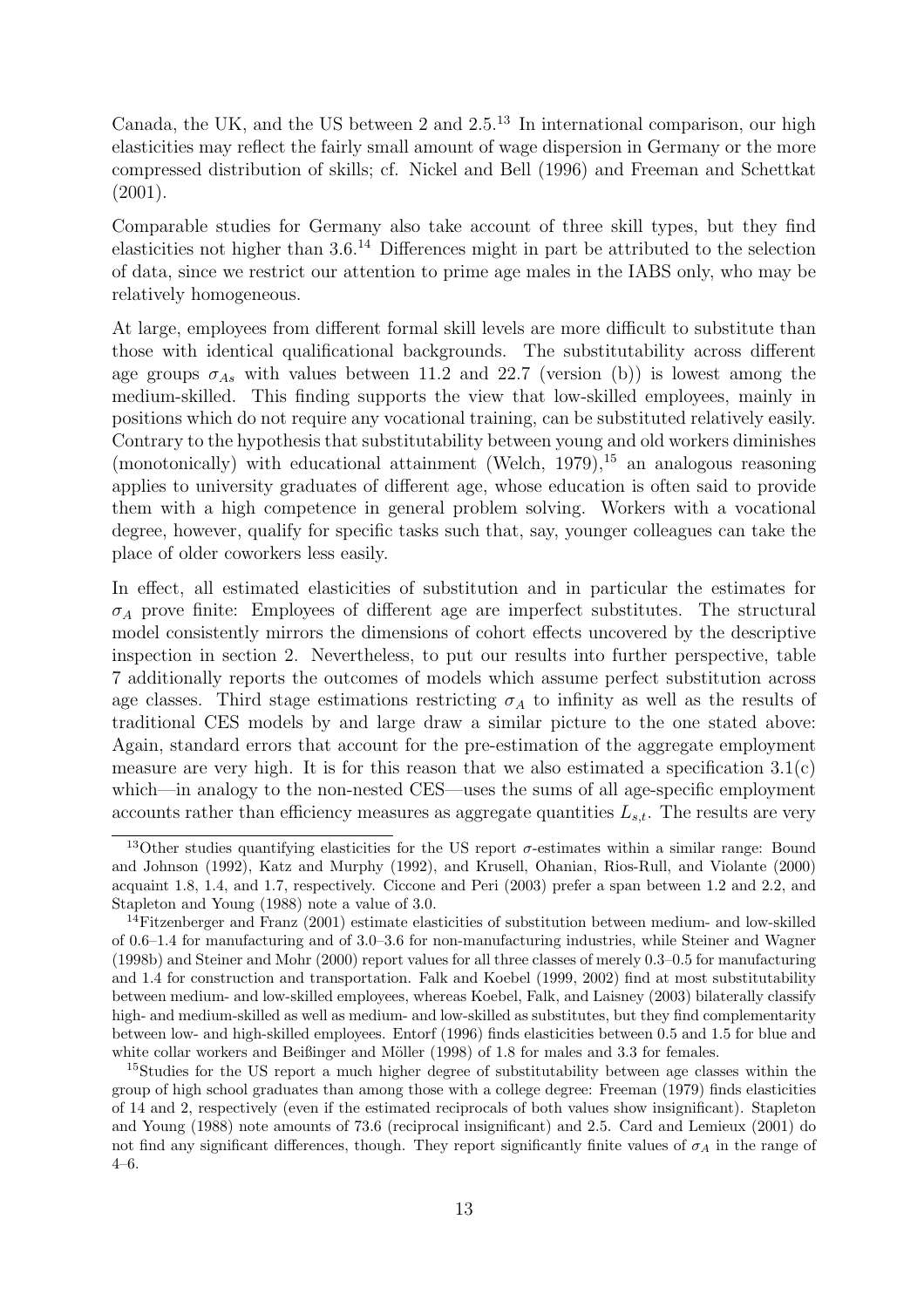Canada, the UK, and the US between 2 and 2.5.[13] In international comparison, our high elasticities may reflect the fairly small amount of wage dispersion in Germany or the more compressed distribution of skills; cf. Nickel and Bell (1996) and Freeman and Schettkat (2001).

Comparable studies for Germany also take account of three skill types, but they find elasticities not higher than 3.6.[14] Differences might in part be attributed to the selection of data, since we restrict our attention to prime age males in the IABS only, who may be relatively homogeneous.

At large, employees from different formal skill levels are more difficult to substitute than those with identical qualificational backgrounds. The substitutability across different age groups $\sigma_{As}$ with values between 11.2 and 22.7 (version (b)) is lowest among the medium-skilled. This finding supports the view that low-skilled employees, mainly in positions which do not require any vocational training, can be substituted relatively easily. Contrary to the hypothesis that substitutability between young and old workers diminishes (monotonically) with educational attainment (Welch, 1979),[15] an analogous reasoning applies to university graduates of different age, whose education is often said to provide them with a high competence in general problem solving. Workers with a vocational degree, however, qualify for specific tasks such that, say, younger colleagues can take the place of older coworkers less easily.

In effect, all estimated elasticities of substitution and in particular the estimates for $\sigma_A$ prove finite: Employees of different age are imperfect substitutes. The structural model consistently mirrors the dimensions of cohort effects uncovered by the descriptive inspection in section 2. Nevertheless, to put our results into further perspective, table 7 additionally reports the outcomes of models which assume perfect substitution across age classes. Third stage estimations restricting $\sigma_A$ to infinity as well as the results of traditional CES models by and large draw a similar picture to the one stated above: Again, standard errors that account for the pre-estimation of the aggregate employment measure are very high. It is for this reason that we also estimated a specification 3.1(c) which—in analogy to the non-nested CES—uses the sums of all age-specific employment accounts rather than efficiency measures as aggregate quantities $L_{s,t}$. The results are very

[13] Other studies quantifying elasticities for the US report $\sigma$-estimates within a similar range: Bound and Johnson (1992), Katz and Murphy (1992), and Krusell, Ohanian, Rios-Rull, and Violante (2000) acquaint 1.8, 1.4, and 1.7, respectively. Ciccone and Peri (2003) prefer a span between 1.2 and 2.2, and Stapleton and Young (1988) note a value of 3.0.

[14] Fitzenberger and Franz (2001) estimate elasticities of substitution between medium- and low-skilled of 0.6–1.4 for manufacturing and of 3.0–3.6 for non-manufacturing industries, while Steiner and Wagner (1998b) and Steiner and Mohr (2000) report values for all three classes of merely 0.3–0.5 for manufacturing and 1.4 for construction and transportation. Falk and Koebel (1999, 2002) find at most substitutability between medium- and low-skilled employees, whereas Koebel, Falk, and Laisney (2003) bilaterally classify high- and medium-skilled as well as medium- and low-skilled as substitutes, but they find complementarity between low- and high-skilled employees. Entorf (1996) finds elasticities between 0.5 and 1.5 for blue and white collar workers and Beißinger and Möller (1998) of 1.8 for males and 3.3 for females.

[15] Studies for the US report a much higher degree of substitutability between age classes within the group of high school graduates than among those with a college degree: Freeman (1979) finds elasticities of 14 and 2, respectively (even if the estimated reciprocals of both values show insignificant). Stapleton and Young (1988) note amounts of 73.6 (reciprocal insignificant) and 2.5. Card and Lemieux (2001) do not find any significant differences, though. They report significantly finite values of $\sigma_A$ in the range of 4–6.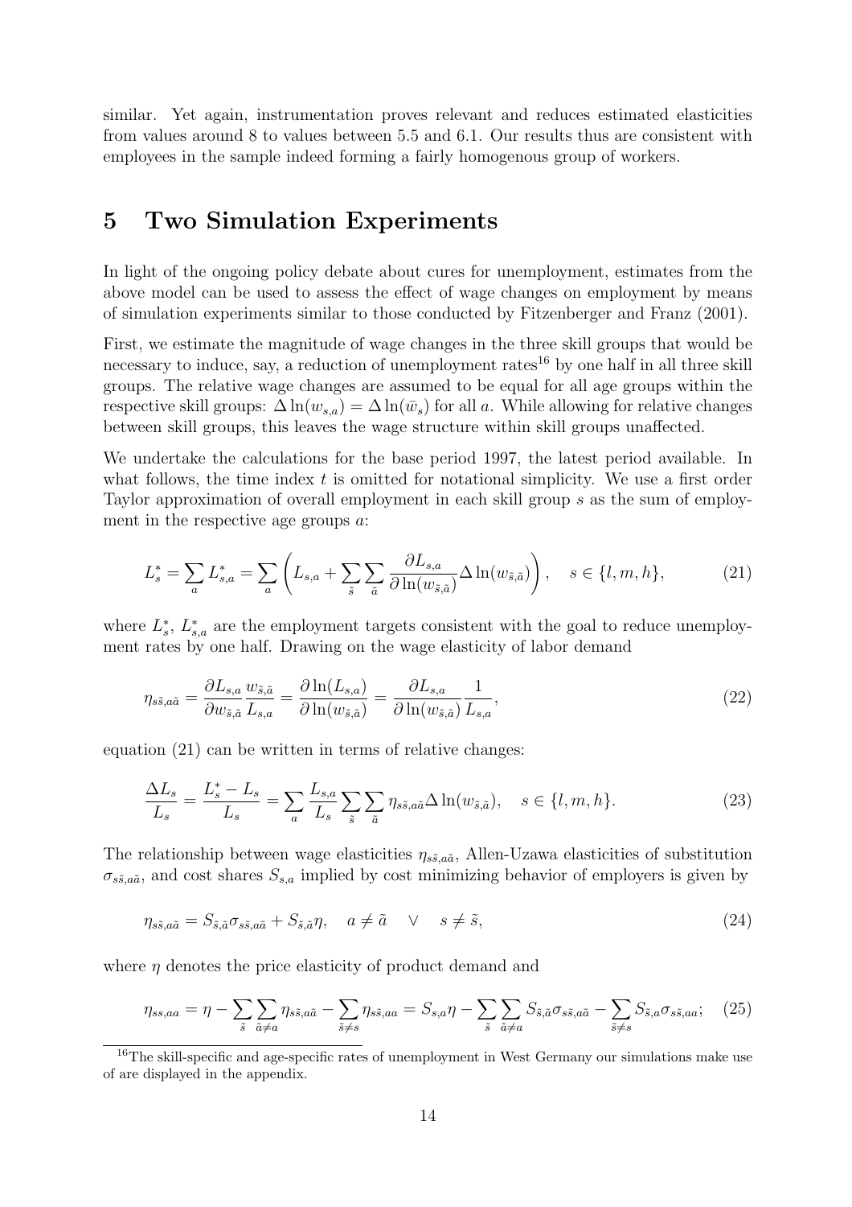similar. Yet again, instrumentation proves relevant and reduces estimated elasticities from values around 8 to values between 5.5 and 6.1. Our results thus are consistent with employees in the sample indeed forming a fairly homogenous group of workers.

# 5 Two Simulation Experiments

In light of the ongoing policy debate about cures for unemployment, estimates from the above model can be used to assess the effect of wage changes on employment by means of simulation experiments similar to those conducted by Fitzenberger and Franz (2001).

First, we estimate the magnitude of wage changes in the three skill groups that would be necessary to induce, say, a reduction of unemployment rates[16] by one half in all three skill groups. The relative wage changes are assumed to be equal for all age groups within the respective skill groups: $\Delta \ln(w_{s,a}) = \Delta \ln(\bar{w}_s)$ for all $a$. While allowing for relative changes between skill groups, this leaves the wage structure within skill groups unaffected.

We undertake the calculations for the base period 1997, the latest period available. In what follows, the time index $t$ is omitted for notational simplicity. We use a first order Taylor approximation of overall employment in each skill group $s$ as the sum of employment in the respective age groups $a$:

$$L_s^* = \sum_a L_{s,a}^* = \sum_a \left( L_{s,a} + \sum_{\tilde{s}} \sum_{\tilde{a}} \frac{\partial L_{s,a}}{\partial \ln(w_{\tilde{s},\tilde{a}})} \Delta \ln(w_{\tilde{s},\tilde{a}}) \right), \quad s \in \{l, m, h\}, \tag{21}$$

where $L_s^*$, $L_{s,a}^*$ are the employment targets consistent with the goal to reduce unemployment rates by one half. Drawing on the wage elasticity of labor demand

$$\eta_{s\tilde{s},a\tilde{a}} = \frac{\partial L_{s,a}}{\partial w_{\tilde{s},\tilde{a}}} \frac{w_{\tilde{s},\tilde{a}}}{L_{s,a}} = \frac{\partial \ln(L_{s,a})}{\partial \ln(w_{\tilde{s},\tilde{a}})} = \frac{\partial L_{s,a}}{\partial \ln(w_{\tilde{s},\tilde{a}})} \frac{1}{L_{s,a}}, \tag{22}$$

equation (21) can be written in terms of relative changes:

$$\frac{\Delta L_s}{L_s} = \frac{L_s^* - L_s}{L_s} = \sum_a \frac{L_{s,a}}{L_s} \sum_{\tilde{s}} \sum_{\tilde{a}} \eta_{s\tilde{s},a\tilde{a}} \Delta \ln(w_{\tilde{s},\tilde{a}}), \quad s \in \{l, m, h\}. \tag{23}$$

The relationship between wage elasticities $\eta_{s\tilde{s},a\tilde{a}}$, Allen-Uzawa elasticities of substitution $\sigma_{s\tilde{s},a\tilde{a}}$, and cost shares $S_{s,a}$ implied by cost minimizing behavior of employers is given by

$$\eta_{s\tilde{s},a\tilde{a}} = S_{\tilde{s},\tilde{a}} \sigma_{s\tilde{s},a\tilde{a}} + S_{\tilde{s},\tilde{a}} \eta, \quad a \neq \tilde{a} \quad \vee \quad s \neq \tilde{s}, \tag{24}$$

where $\eta$ denotes the price elasticity of product demand and

$$\eta_{ss,aa} = \eta - \sum_{\tilde{s}} \sum_{\tilde{a} \neq a} \eta_{s\tilde{s},a\tilde{a}} - \sum_{\tilde{s} \neq s} \eta_{s\tilde{s},aa} = S_{s,a}\eta - \sum_{\tilde{s}} \sum_{\tilde{a} \neq a} S_{\tilde{s},\tilde{a}} \sigma_{s\tilde{s},a\tilde{a}} - \sum_{\tilde{s} \neq s} S_{\tilde{s},a} \sigma_{s\tilde{s},aa}; \tag{25}$$

[16] The skill-specific and age-specific rates of unemployment in West Germany our simulations make use of are displayed in the appendix.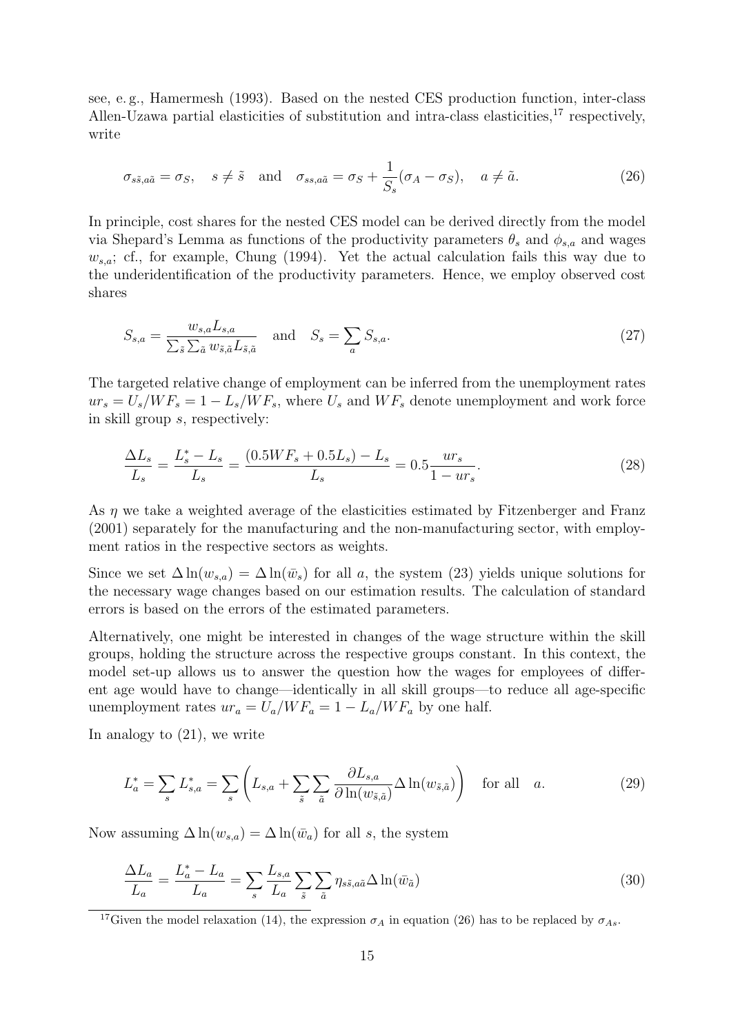see, e. g., Hamermesh (1993). Based on the nested CES production function, inter-class Allen-Uzawa partial elasticities of substitution and intra-class elasticities,[17] respectively, write

$$\sigma_{s\tilde{s},a\tilde{a}} = \sigma_S, \quad s \neq \tilde{s} \quad \text{and} \quad \sigma_{ss,a\tilde{a}} = \sigma_S + \frac{1}{S_s}(\sigma_A - \sigma_S), \quad a \neq \tilde{a}. \tag{26}$$

In principle, cost shares for the nested CES model can be derived directly from the model via Shepard's Lemma as functions of the productivity parameters $\theta_s$ and $\phi_{s,a}$ and wages $w_{s,a}$; cf., for example, Chung (1994). Yet the actual calculation fails this way due to the underidentification of the productivity parameters. Hence, we employ observed cost shares

$$S_{s,a} = \frac{w_{s,a} L_{s,a}}{\sum_{\tilde{s}} \sum_{\tilde{a}} w_{\tilde{s},\tilde{a}} L_{\tilde{s},\tilde{a}}} \quad \text{and} \quad S_s = \sum_a S_{s,a}. \tag{27}$$

The targeted relative change of employment can be inferred from the unemployment rates $ur_s = U_s/WF_s = 1 - L_s/WF_s$, where $U_s$ and $WF_s$ denote unemployment and work force in skill group $s$, respectively:

$$\frac{\Delta L_s}{L_s} = \frac{L_s^* - L_s}{L_s} = \frac{(0.5WF_s + 0.5L_s) - L_s}{L_s} = 0.5 \frac{ur_s}{1 - ur_s}. \tag{28}$$

As $\eta$ we take a weighted average of the elasticities estimated by Fitzenberger and Franz (2001) separately for the manufacturing and the non-manufacturing sector, with employment ratios in the respective sectors as weights.

Since we set $\Delta \ln(w_{s,a}) = \Delta \ln(\bar{w}_s)$ for all $a$, the system (23) yields unique solutions for the necessary wage changes based on our estimation results. The calculation of standard errors is based on the errors of the estimated parameters.

Alternatively, one might be interested in changes of the wage structure within the skill groups, holding the structure across the respective groups constant. In this context, the model set-up allows us to answer the question how the wages for employees of different age would have to change—identically in all skill groups—to reduce all age-specific unemployment rates $ur_a = U_a/WF_a = 1 - L_a/WF_a$ by one half.

In analogy to (21), we write

$$L_a^* = \sum_s L_{s,a}^* = \sum_s \left( L_{s,a} + \sum_{\tilde{s}} \sum_{\tilde{a}} \frac{\partial L_{s,a}}{\partial \ln(w_{\tilde{s},\tilde{a}})} \Delta \ln(w_{\tilde{s},\tilde{a}}) \right) \quad \text{for all} \quad a. \tag{29}$$

Now assuming $\Delta \ln(w_{s,a}) = \Delta \ln(\bar{w}_a)$ for all $s$, the system

$$\frac{\Delta L_a}{L_a} = \frac{L_a^* - L_a}{L_a} = \sum_s \frac{L_{s,a}}{L_a} \sum_{\tilde{s}} \sum_{\tilde{a}} \eta_{s\tilde{s},a\tilde{a}} \Delta \ln(\bar{w}_{\tilde{a}}) \tag{30}$$

[17] Given the model relaxation (14), the expression $\sigma_A$ in equation (26) has to be replaced by $\sigma_{As}$.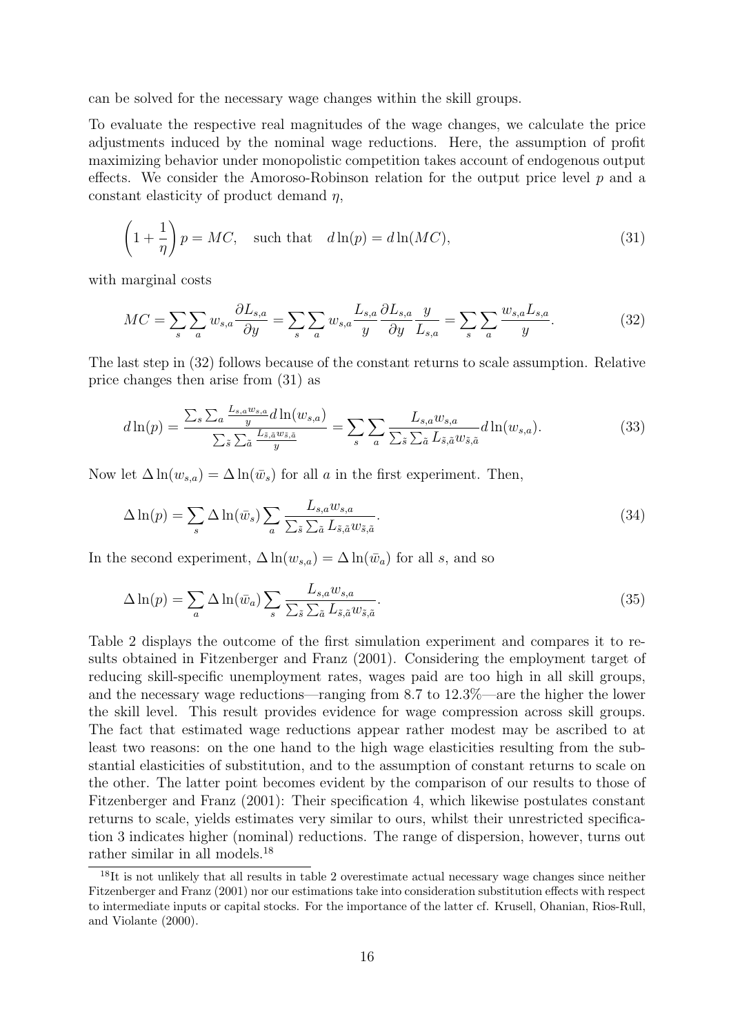can be solved for the necessary wage changes within the skill groups.

To evaluate the respective real magnitudes of the wage changes, we calculate the price adjustments induced by the nominal wage reductions. Here, the assumption of profit maximizing behavior under monopolistic competition takes account of endogenous output effects. We consider the Amoroso-Robinson relation for the output price level $p$ and a constant elasticity of product demand $\eta$,

$$\left(1 + \frac{1}{\eta}\right) p = MC, \quad \text{such that} \quad d\ln(p) = d\ln(MC), \tag{31}$$

with marginal costs

$$MC = \sum_s \sum_a w_{s,a} \frac{\partial L_{s,a}}{\partial y} = \sum_s \sum_a w_{s,a} \frac{L_{s,a}}{y} \frac{\partial L_{s,a}}{\partial y} \frac{y}{L_{s,a}} = \sum_s \sum_a \frac{w_{s,a} L_{s,a}}{y}. \tag{32}$$

The last step in (32) follows because of the constant returns to scale assumption. Relative price changes then arise from (31) as

$$d\ln(p) = \frac{\sum_s \sum_a \frac{L_{s,a} w_{s,a}}{y} d\ln(w_{s,a})}{\sum_{\tilde{s}} \sum_{\tilde{a}} \frac{L_{\tilde{s},\tilde{a}} w_{\tilde{s},\tilde{a}}}{y}} = \sum_s \sum_a \frac{L_{s,a} w_{s,a}}{\sum_{\tilde{s}} \sum_{\tilde{a}} L_{\tilde{s},\tilde{a}} w_{\tilde{s},\tilde{a}}} d\ln(w_{s,a}). \tag{33}$$

Now let $\Delta \ln(w_{s,a}) = \Delta \ln(\bar{w}_s)$ for all $a$ in the first experiment. Then,

$$\Delta \ln(p) = \sum_s \Delta \ln(\bar{w}_s) \sum_a \frac{L_{s,a} w_{s,a}}{\sum_{\tilde{s}} \sum_{\tilde{a}} L_{\tilde{s},\tilde{a}} w_{\tilde{s},\tilde{a}}}. \tag{34}$$

In the second experiment, $\Delta \ln(w_{s,a}) = \Delta \ln(\bar{w}_a)$ for all $s$, and so

$$\Delta \ln(p) = \sum_a \Delta \ln(\bar{w}_a) \sum_s \frac{L_{s,a} w_{s,a}}{\sum_{\tilde{s}} \sum_{\tilde{a}} L_{\tilde{s},\tilde{a}} w_{\tilde{s},\tilde{a}}}. \tag{35}$$

Table 2 displays the outcome of the first simulation experiment and compares it to results obtained in Fitzenberger and Franz (2001). Considering the employment target of reducing skill-specific unemployment rates, wages paid are too high in all skill groups, and the necessary wage reductions—ranging from 8.7 to 12.3%—are the higher the lower the skill level. This result provides evidence for wage compression across skill groups. The fact that estimated wage reductions appear rather modest may be ascribed to at least two reasons: on the one hand to the high wage elasticities resulting from the substantial elasticities of substitution, and to the assumption of constant returns to scale on the other. The latter point becomes evident by the comparison of our results to those of Fitzenberger and Franz (2001): Their specification 4, which likewise postulates constant returns to scale, yields estimates very similar to ours, whilst their unrestricted specification 3 indicates higher (nominal) reductions. The range of dispersion, however, turns out rather similar in all models.[18]

[18] It is not unlikely that all results in table 2 overestimate actual necessary wage changes since neither Fitzenberger and Franz (2001) nor our estimations take into consideration substitution effects with respect to intermediate inputs or capital stocks. For the importance of the latter cf. Krusell, Ohanian, Rios-Rull, and Violante (2000).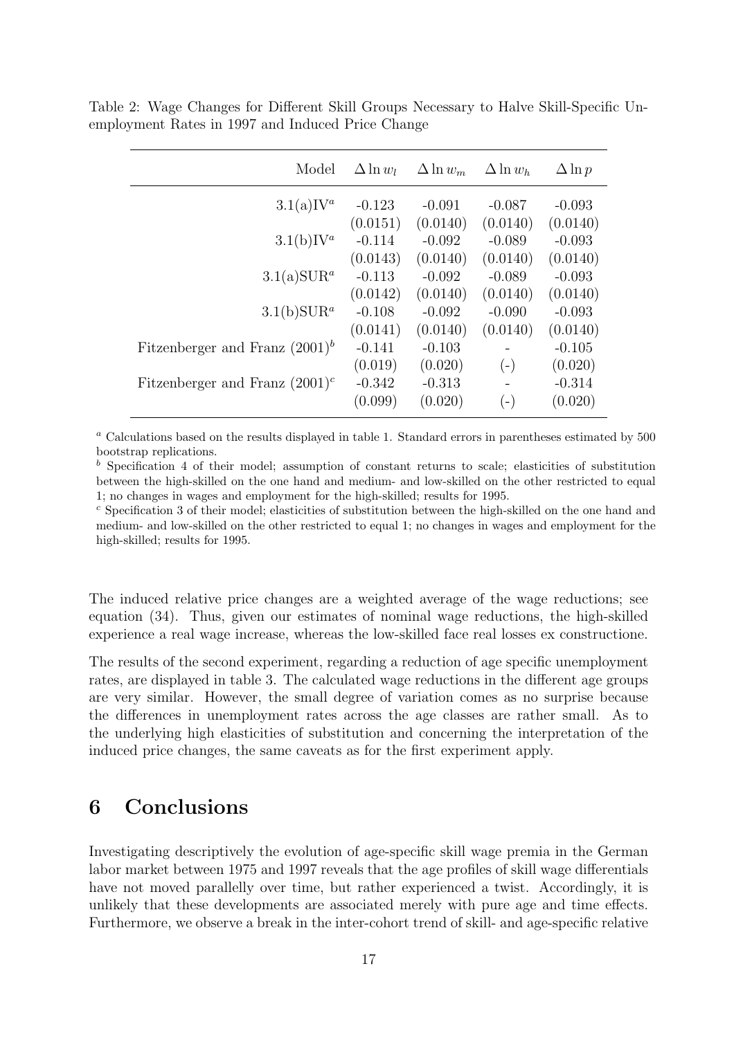Table 2: Wage Changes for Different Skill Groups Necessary to Halve Skill-Specific Unemployment Rates in 1997 and Induced Price Change

| Model | $\Delta \ln w_l$ | $\Delta \ln w_m$ | $\Delta \ln w_h$ | $\Delta \ln p$ |
|---|---|---|---|---|
| 3.1(a)IV[a] | -0.123 | -0.091 | -0.087 | -0.093 |
| | (0.0151) | (0.0140) | (0.0140) | (0.0140) |
| 3.1(b)IV[a] | -0.114 | -0.092 | -0.089 | -0.093 |
| | (0.0143) | (0.0140) | (0.0140) | (0.0140) |
| 3.1(a)SUR[a] | -0.113 | -0.092 | -0.089 | -0.093 |
| | (0.0142) | (0.0140) | (0.0140) | (0.0140) |
| 3.1(b)SUR[a] | -0.108 | -0.092 | -0.090 | -0.093 |
| | (0.0141) | (0.0140) | (0.0140) | (0.0140) |
| Fitzenberger and Franz (2001)[b] | -0.141 | -0.103 | - | -0.105 |
| | (0.019) | (0.020) | (-) | (0.020) |
| Fitzenberger and Franz (2001)[c] | -0.342 | -0.313 | - | -0.314 |
| | (0.099) | (0.020) | (-) | (0.020) |

[a] Calculations based on the results displayed in table 1. Standard errors in parentheses estimated by 500 bootstrap replications.

[b] Specification 4 of their model; assumption of constant returns to scale; elasticities of substitution between the high-skilled on the one hand and medium- and low-skilled on the other restricted to equal 1; no changes in wages and employment for the high-skilled; results for 1995.

[c] Specification 3 of their model; elasticities of substitution between the high-skilled on the one hand and medium- and low-skilled on the other restricted to equal 1; no changes in wages and employment for the high-skilled; results for 1995.

The induced relative price changes are a weighted average of the wage reductions; see equation (34). Thus, given our estimates of nominal wage reductions, the high-skilled experience a real wage increase, whereas the low-skilled face real losses ex constructione.

The results of the second experiment, regarding a reduction of age specific unemployment rates, are displayed in table 3. The calculated wage reductions in the different age groups are very similar. However, the small degree of variation comes as no surprise because the differences in unemployment rates across the age classes are rather small. As to the underlying high elasticities of substitution and concerning the interpretation of the induced price changes, the same caveats as for the first experiment apply.

# 6 Conclusions

Investigating descriptively the evolution of age-specific skill wage premia in the German labor market between 1975 and 1997 reveals that the age profiles of skill wage differentials have not moved parallelly over time, but rather experienced a twist. Accordingly, it is unlikely that these developments are associated merely with pure age and time effects. Furthermore, we observe a break in the inter-cohort trend of skill- and age-specific relative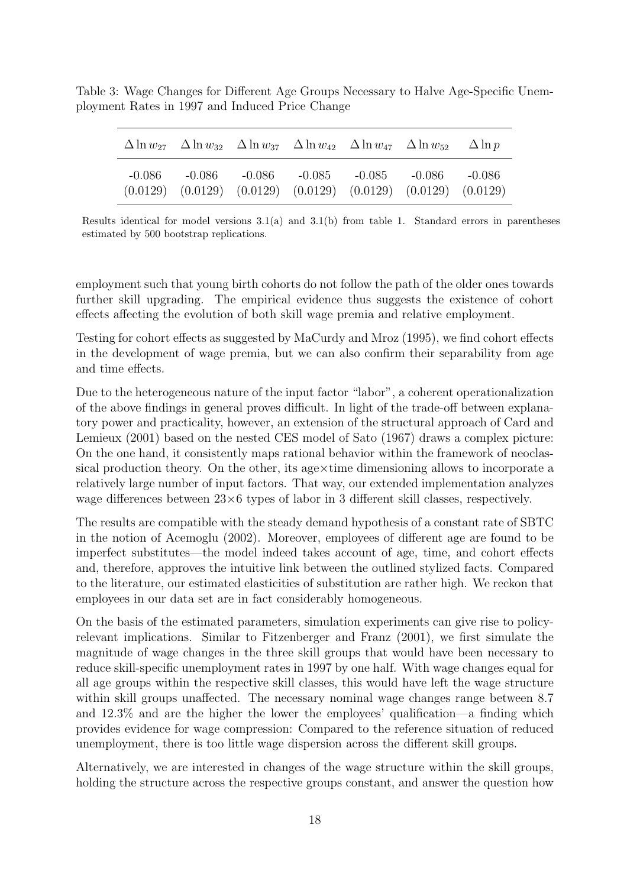Table 3: Wage Changes for Different Age Groups Necessary to Halve Age-Specific Unemployment Rates in 1997 and Induced Price Change

| $\Delta \ln w_{27}$ | $\Delta \ln w_{32}$ | $\Delta \ln w_{37}$ | $\Delta \ln w_{42}$ | $\Delta \ln w_{47}$ | $\Delta \ln w_{52}$ | $\Delta \ln p$ |
|---|---|---|---|---|---|---|
| -0.086 | -0.086 | -0.086 | -0.085 | -0.085 | -0.086 | -0.086 |
| (0.0129) | (0.0129) | (0.0129) | (0.0129) | (0.0129) | (0.0129) | (0.0129) |

Results identical for model versions 3.1(a) and 3.1(b) from table 1. Standard errors in parentheses estimated by 500 bootstrap replications.

employment such that young birth cohorts do not follow the path of the older ones towards further skill upgrading. The empirical evidence thus suggests the existence of cohort effects affecting the evolution of both skill wage premia and relative employment.

Testing for cohort effects as suggested by MaCurdy and Mroz (1995), we find cohort effects in the development of wage premia, but we can also confirm their separability from age and time effects.

Due to the heterogeneous nature of the input factor "labor", a coherent operationalization of the above findings in general proves difficult. In light of the trade-off between explanatory power and practicality, however, an extension of the structural approach of Card and Lemieux (2001) based on the nested CES model of Sato (1967) draws a complex picture: On the one hand, it consistently maps rational behavior within the framework of neoclassical production theory. On the other, its age×time dimensioning allows to incorporate a relatively large number of input factors. That way, our extended implementation analyzes wage differences between 23×6 types of labor in 3 different skill classes, respectively.

The results are compatible with the steady demand hypothesis of a constant rate of SBTC in the notion of Acemoglu (2002). Moreover, employees of different age are found to be imperfect substitutes—the model indeed takes account of age, time, and cohort effects and, therefore, approves the intuitive link between the outlined stylized facts. Compared to the literature, our estimated elasticities of substitution are rather high. We reckon that employees in our data set are in fact considerably homogeneous.

On the basis of the estimated parameters, simulation experiments can give rise to policy-relevant implications. Similar to Fitzenberger and Franz (2001), we first simulate the magnitude of wage changes in the three skill groups that would have been necessary to reduce skill-specific unemployment rates in 1997 by one half. With wage changes equal for all age groups within the respective skill classes, this would have left the wage structure within skill groups unaffected. The necessary nominal wage changes range between 8.7 and 12.3% and are the higher the lower the employees' qualification—a finding which provides evidence for wage compression: Compared to the reference situation of reduced unemployment, there is too little wage dispersion across the different skill groups.

Alternatively, we are interested in changes of the wage structure within the skill groups, holding the structure across the respective groups constant, and answer the question how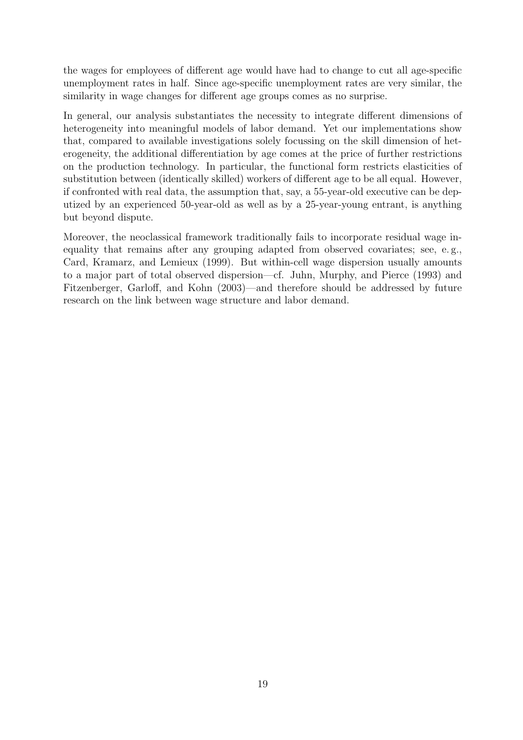the wages for employees of different age would have had to change to cut all age-specific unemployment rates in half. Since age-specific unemployment rates are very similar, the similarity in wage changes for different age groups comes as no surprise.

In general, our analysis substantiates the necessity to integrate different dimensions of heterogeneity into meaningful models of labor demand. Yet our implementations show that, compared to available investigations solely focussing on the skill dimension of heterogeneity, the additional differentiation by age comes at the price of further restrictions on the production technology. In particular, the functional form restricts elasticities of substitution between (identically skilled) workers of different age to be all equal. However, if confronted with real data, the assumption that, say, a 55-year-old executive can be deputized by an experienced 50-year-old as well as by a 25-year-young entrant, is anything but beyond dispute.

Moreover, the neoclassical framework traditionally fails to incorporate residual wage inequality that remains after any grouping adapted from observed covariates; see, e. g., Card, Kramarz, and Lemieux (1999). But within-cell wage dispersion usually amounts to a major part of total observed dispersion—cf. Juhn, Murphy, and Pierce (1993) and Fitzenberger, Garloff, and Kohn (2003)—and therefore should be addressed by future research on the link between wage structure and labor demand.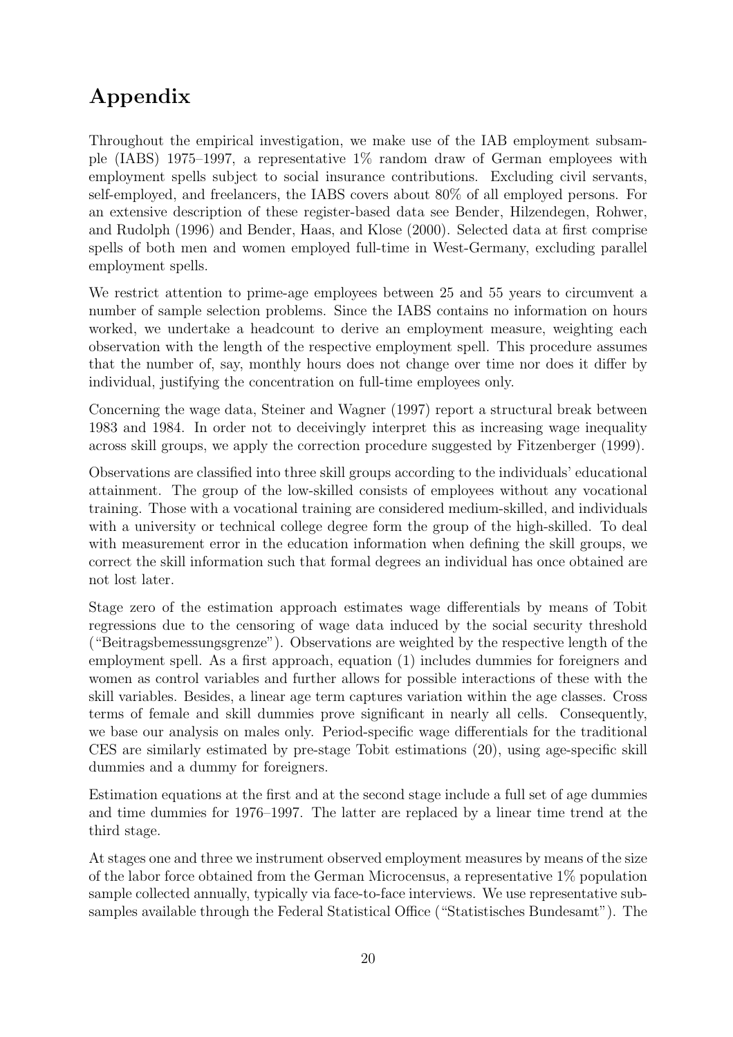# Appendix

Throughout the empirical investigation, we make use of the IAB employment subsample (IABS) 1975–1997, a representative 1% random draw of German employees with employment spells subject to social insurance contributions. Excluding civil servants, self-employed, and freelancers, the IABS covers about 80% of all employed persons. For an extensive description of these register-based data see Bender, Hilzendegen, Rohwer, and Rudolph (1996) and Bender, Haas, and Klose (2000). Selected data at first comprise spells of both men and women employed full-time in West-Germany, excluding parallel employment spells.

We restrict attention to prime-age employees between 25 and 55 years to circumvent a number of sample selection problems. Since the IABS contains no information on hours worked, we undertake a headcount to derive an employment measure, weighting each observation with the length of the respective employment spell. This procedure assumes that the number of, say, monthly hours does not change over time nor does it differ by individual, justifying the concentration on full-time employees only.

Concerning the wage data, Steiner and Wagner (1997) report a structural break between 1983 and 1984. In order not to deceivingly interpret this as increasing wage inequality across skill groups, we apply the correction procedure suggested by Fitzenberger (1999).

Observations are classified into three skill groups according to the individuals' educational attainment. The group of the low-skilled consists of employees without any vocational training. Those with a vocational training are considered medium-skilled, and individuals with a university or technical college degree form the group of the high-skilled. To deal with measurement error in the education information when defining the skill groups, we correct the skill information such that formal degrees an individual has once obtained are not lost later.

Stage zero of the estimation approach estimates wage differentials by means of Tobit regressions due to the censoring of wage data induced by the social security threshold ("Beitragsbemessungsgrenze"). Observations are weighted by the respective length of the employment spell. As a first approach, equation (1) includes dummies for foreigners and women as control variables and further allows for possible interactions of these with the skill variables. Besides, a linear age term captures variation within the age classes. Cross terms of female and skill dummies prove significant in nearly all cells. Consequently, we base our analysis on males only. Period-specific wage differentials for the traditional CES are similarly estimated by pre-stage Tobit estimations (20), using age-specific skill dummies and a dummy for foreigners.

Estimation equations at the first and at the second stage include a full set of age dummies and time dummies for 1976–1997. The latter are replaced by a linear time trend at the third stage.

At stages one and three we instrument observed employment measures by means of the size of the labor force obtained from the German Microcensus, a representative 1% population sample collected annually, typically via face-to-face interviews. We use representative subsamples available through the Federal Statistical Office ("Statistisches Bundesamt"). The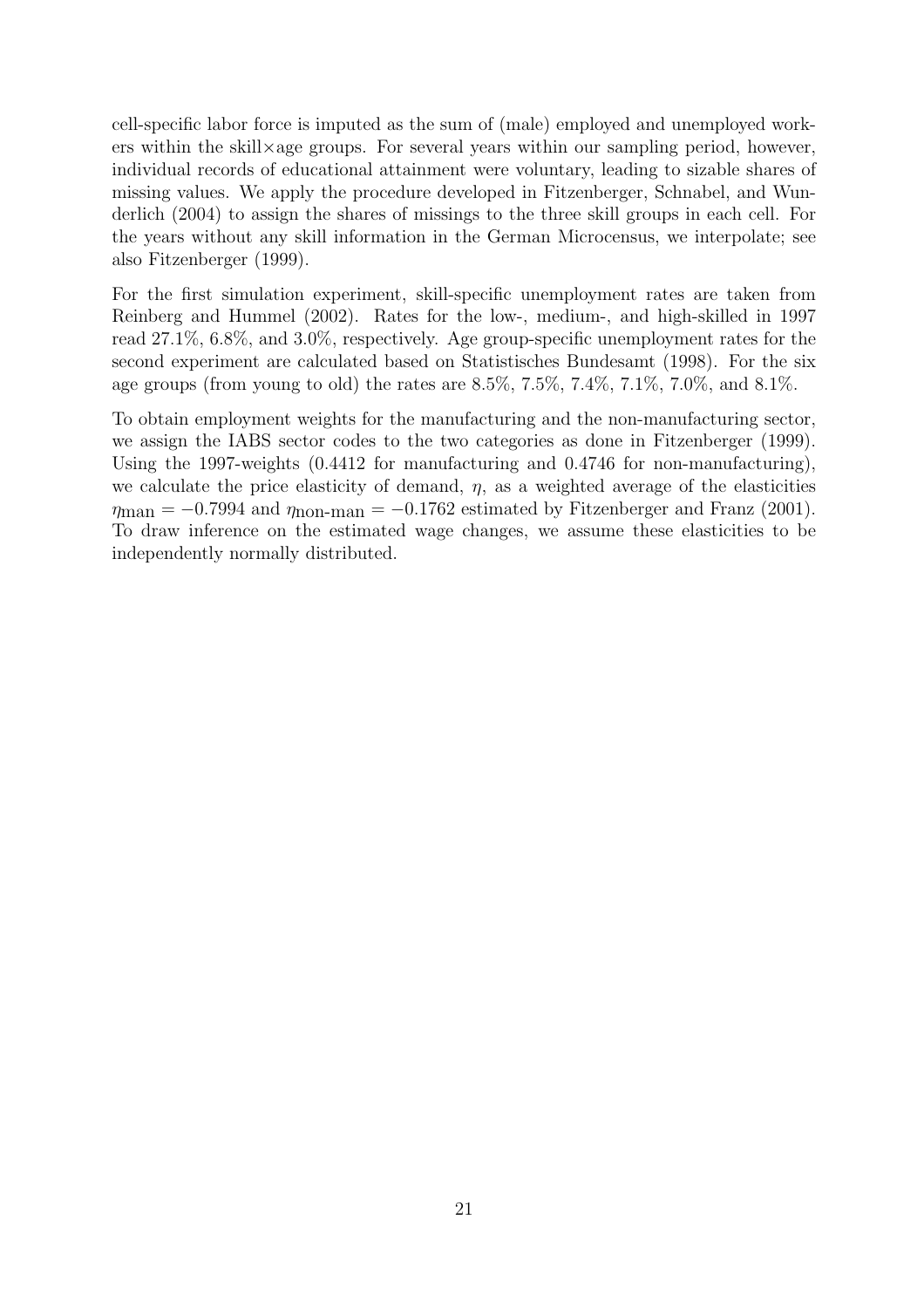cell-specific labor force is imputed as the sum of (male) employed and unemployed workers within the skill$\times$age groups. For several years within our sampling period, however, individual records of educational attainment were voluntary, leading to sizable shares of missing values. We apply the procedure developed in Fitzenberger, Schnabel, and Wunderlich (2004) to assign the shares of missings to the three skill groups in each cell. For the years without any skill information in the German Microcensus, we interpolate; see also Fitzenberger (1999).

For the first simulation experiment, skill-specific unemployment rates are taken from Reinberg and Hummel (2002). Rates for the low-, medium-, and high-skilled in 1997 read 27.1%, 6.8%, and 3.0%, respectively. Age group-specific unemployment rates for the second experiment are calculated based on Statistisches Bundesamt (1998). For the six age groups (from young to old) the rates are 8.5%, 7.5%, 7.4%, 7.1%, 7.0%, and 8.1%.

To obtain employment weights for the manufacturing and the non-manufacturing sector, we assign the IABS sector codes to the two categories as done in Fitzenberger (1999). Using the 1997-weights (0.4412 for manufacturing and 0.4746 for non-manufacturing), we calculate the price elasticity of demand, $\eta$, as a weighted average of the elasticities $\eta_{\text{man}} = -0.7994$ and $\eta_{\text{non-man}} = -0.1762$ estimated by Fitzenberger and Franz (2001). To draw inference on the estimated wage changes, we assume these elasticities to be independently normally distributed.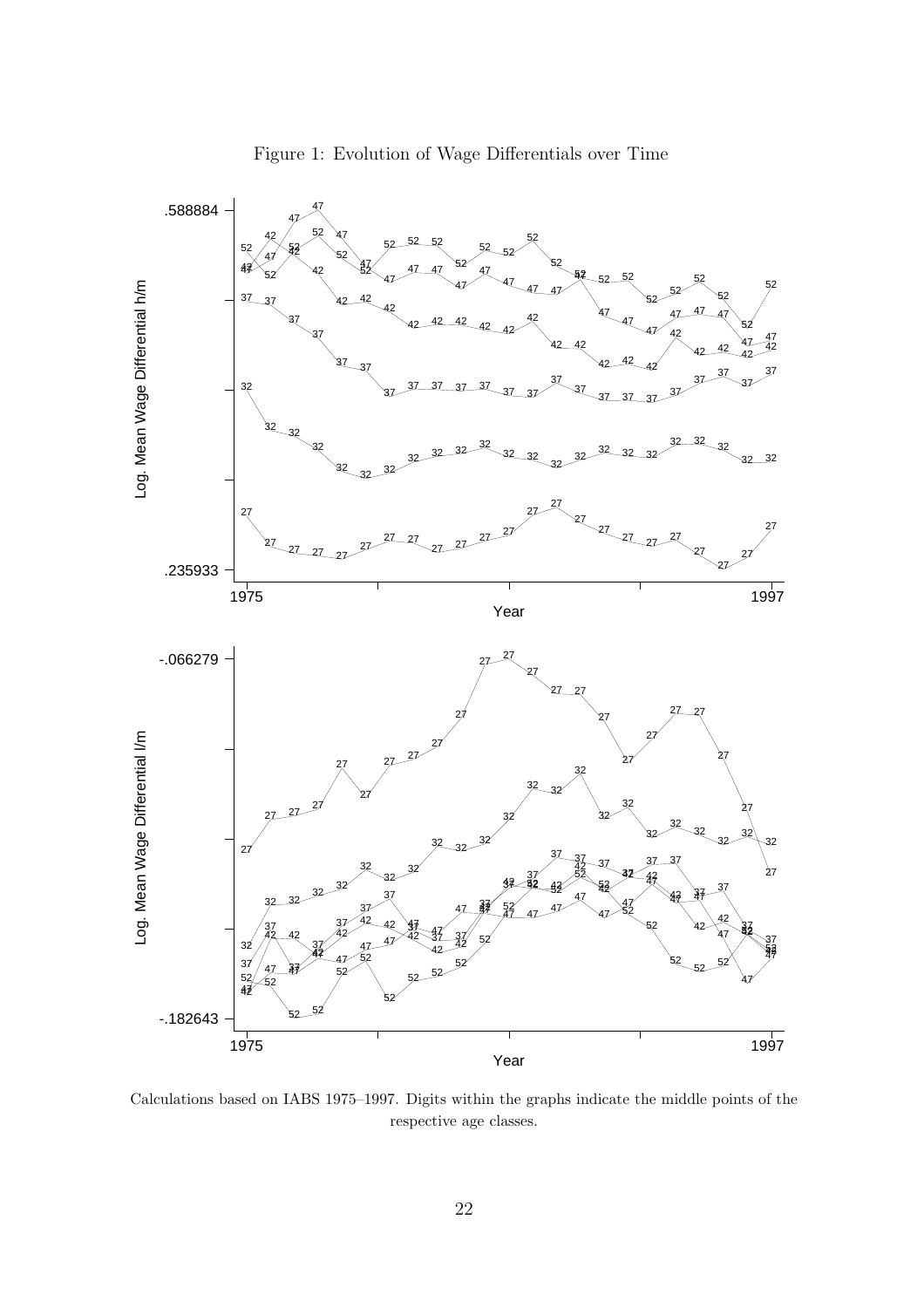Figure 1: Evolution of Wage Differentials over Time

.588884

.235933

Log. Mean Wage Differential h/m

1975

1997

Year

-.066279

-.182643

Log. Mean Wage Differential l/m

1975

1997

Year

Calculations based on IABS 1975–1997. Digits within the graphs indicate the middle points of the respective age classes.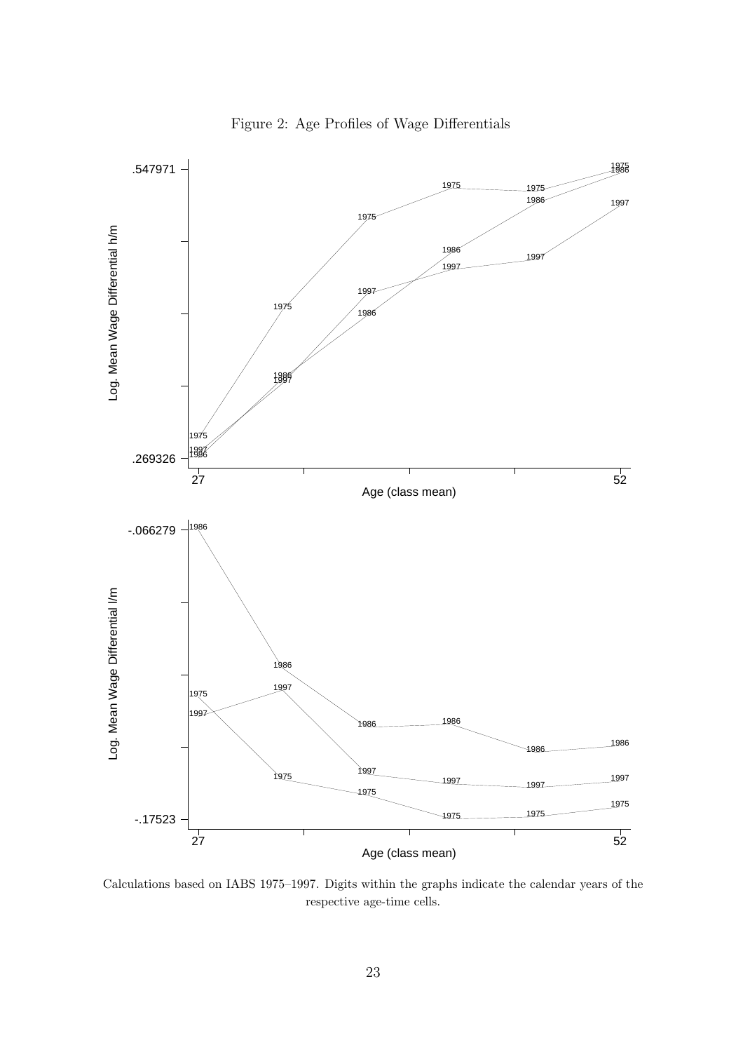Figure 2: Age Profiles of Wage Differentials

Log. Mean Wage Differential h/m

.547971

.269326

27

52

Age (class mean)

1975
1986
1997

Log. Mean Wage Differential l/m

-.066279

-.17523

27

52

Age (class mean)

1975
1986
1997

Calculations based on IABS 1975–1997. Digits within the graphs indicate the calendar years of the respective age-time cells.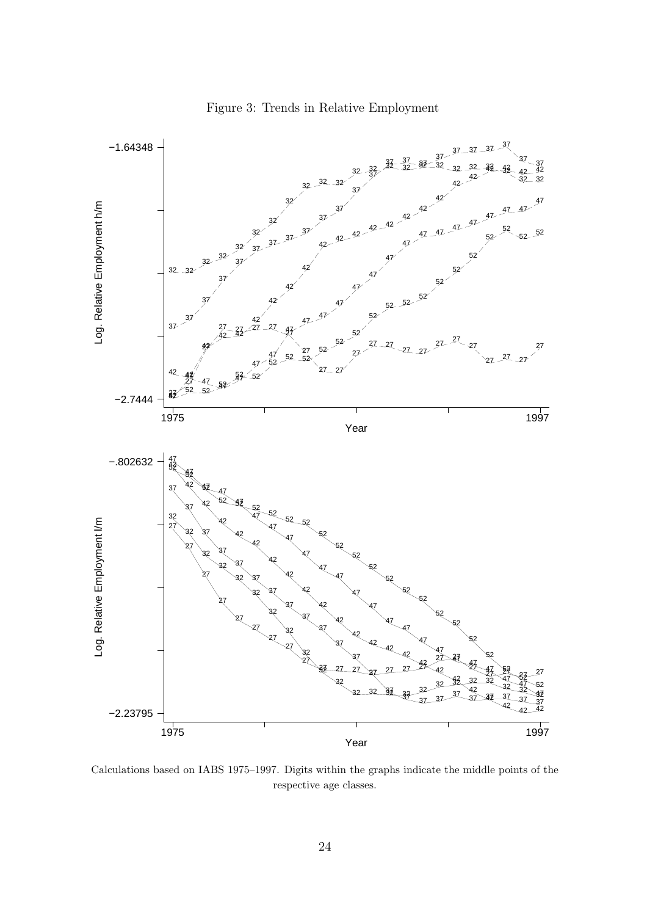Figure 3: Trends in Relative Employment

Log. Relative Employment h/m

−1.64348

−2.7444

1975

1997

Year

Log. Relative Employment l/m

−.802632

−2.23795

1975

1997

Year

Calculations based on IABS 1975–1997. Digits within the graphs indicate the middle points of the respective age classes.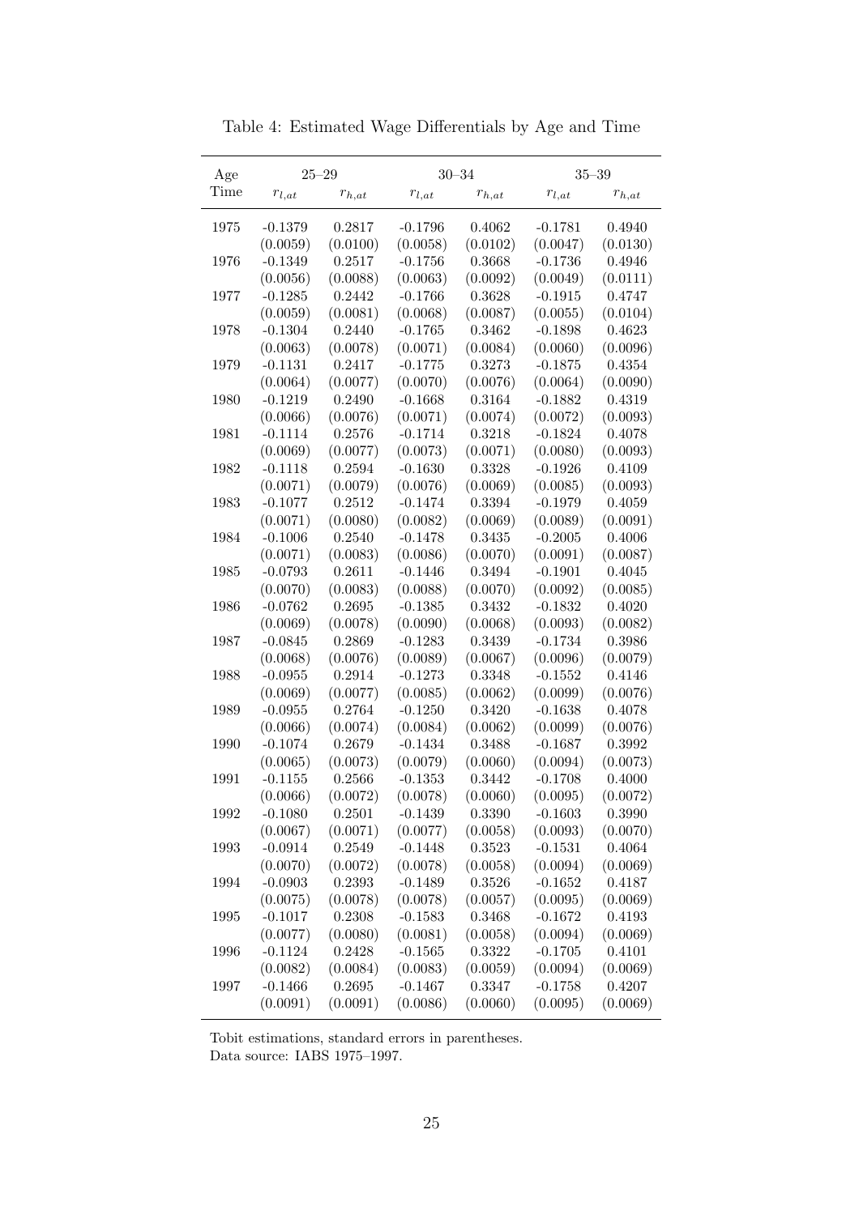Table 4: Estimated Wage Differentials by Age and Time

| Age | 25–29 | | 30–34 | | 35–39 | |
|---|---|---|---|---|---|---|
| Time | $r_{l,at}$ | $r_{h,at}$ | $r_{l,at}$ | $r_{h,at}$ | $r_{l,at}$ | $r_{h,at}$ |
| 1975 | -0.1379 | 0.2817 | -0.1796 | 0.4062 | -0.1781 | 0.4940 |
| | (0.0059) | (0.0100) | (0.0058) | (0.0102) | (0.0047) | (0.0130) |
| 1976 | -0.1349 | 0.2517 | -0.1756 | 0.3668 | -0.1736 | 0.4946 |
| | (0.0056) | (0.0088) | (0.0063) | (0.0092) | (0.0049) | (0.0111) |
| 1977 | -0.1285 | 0.2442 | -0.1766 | 0.3628 | -0.1915 | 0.4747 |
| | (0.0059) | (0.0081) | (0.0068) | (0.0087) | (0.0055) | (0.0104) |
| 1978 | -0.1304 | 0.2440 | -0.1765 | 0.3462 | -0.1898 | 0.4623 |
| | (0.0063) | (0.0078) | (0.0071) | (0.0084) | (0.0060) | (0.0096) |
| 1979 | -0.1131 | 0.2417 | -0.1775 | 0.3273 | -0.1875 | 0.4354 |
| | (0.0064) | (0.0077) | (0.0070) | (0.0076) | (0.0064) | (0.0090) |
| 1980 | -0.1219 | 0.2490 | -0.1668 | 0.3164 | -0.1882 | 0.4319 |
| | (0.0066) | (0.0076) | (0.0071) | (0.0074) | (0.0072) | (0.0093) |
| 1981 | -0.1114 | 0.2576 | -0.1714 | 0.3218 | -0.1824 | 0.4078 |
| | (0.0069) | (0.0077) | (0.0073) | (0.0071) | (0.0080) | (0.0093) |
| 1982 | -0.1118 | 0.2594 | -0.1630 | 0.3328 | -0.1926 | 0.4109 |
| | (0.0071) | (0.0079) | (0.0076) | (0.0069) | (0.0085) | (0.0093) |
| 1983 | -0.1077 | 0.2512 | -0.1474 | 0.3394 | -0.1979 | 0.4059 |
| | (0.0071) | (0.0080) | (0.0082) | (0.0069) | (0.0089) | (0.0091) |
| 1984 | -0.1006 | 0.2540 | -0.1478 | 0.3435 | -0.2005 | 0.4006 |
| | (0.0071) | (0.0083) | (0.0086) | (0.0070) | (0.0091) | (0.0087) |
| 1985 | -0.0793 | 0.2611 | -0.1446 | 0.3494 | -0.1901 | 0.4045 |
| | (0.0070) | (0.0083) | (0.0088) | (0.0070) | (0.0092) | (0.0085) |
| 1986 | -0.0762 | 0.2695 | -0.1385 | 0.3432 | -0.1832 | 0.4020 |
| | (0.0069) | (0.0078) | (0.0090) | (0.0068) | (0.0093) | (0.0082) |
| 1987 | -0.0845 | 0.2869 | -0.1283 | 0.3439 | -0.1734 | 0.3986 |
| | (0.0068) | (0.0076) | (0.0089) | (0.0067) | (0.0096) | (0.0079) |
| 1988 | -0.0955 | 0.2914 | -0.1273 | 0.3348 | -0.1552 | 0.4146 |
| | (0.0069) | (0.0077) | (0.0085) | (0.0062) | (0.0099) | (0.0076) |
| 1989 | -0.0955 | 0.2764 | -0.1250 | 0.3420 | -0.1638 | 0.4078 |
| | (0.0066) | (0.0074) | (0.0084) | (0.0062) | (0.0099) | (0.0076) |
| 1990 | -0.1074 | 0.2679 | -0.1434 | 0.3488 | -0.1687 | 0.3992 |
| | (0.0065) | (0.0073) | (0.0079) | (0.0060) | (0.0094) | (0.0073) |
| 1991 | -0.1155 | 0.2566 | -0.1353 | 0.3442 | -0.1708 | 0.4000 |
| | (0.0066) | (0.0072) | (0.0078) | (0.0060) | (0.0095) | (0.0072) |
| 1992 | -0.1080 | 0.2501 | -0.1439 | 0.3390 | -0.1603 | 0.3990 |
| | (0.0067) | (0.0071) | (0.0077) | (0.0058) | (0.0093) | (0.0070) |
| 1993 | -0.0914 | 0.2549 | -0.1448 | 0.3523 | -0.1531 | 0.4064 |
| | (0.0070) | (0.0072) | (0.0078) | (0.0058) | (0.0094) | (0.0069) |
| 1994 | -0.0903 | 0.2393 | -0.1489 | 0.3526 | -0.1652 | 0.4187 |
| | (0.0075) | (0.0078) | (0.0078) | (0.0057) | (0.0095) | (0.0069) |
| 1995 | -0.1017 | 0.2308 | -0.1583 | 0.3468 | -0.1672 | 0.4193 |
| | (0.0077) | (0.0080) | (0.0081) | (0.0058) | (0.0094) | (0.0069) |
| 1996 | -0.1124 | 0.2428 | -0.1565 | 0.3322 | -0.1705 | 0.4101 |
| | (0.0082) | (0.0084) | (0.0083) | (0.0059) | (0.0094) | (0.0069) |
| 1997 | -0.1466 | 0.2695 | -0.1467 | 0.3347 | -0.1758 | 0.4207 |
| | (0.0091) | (0.0091) | (0.0086) | (0.0060) | (0.0095) | (0.0069) |

Tobit estimations, standard errors in parentheses.
Data source: IABS 1975–1997.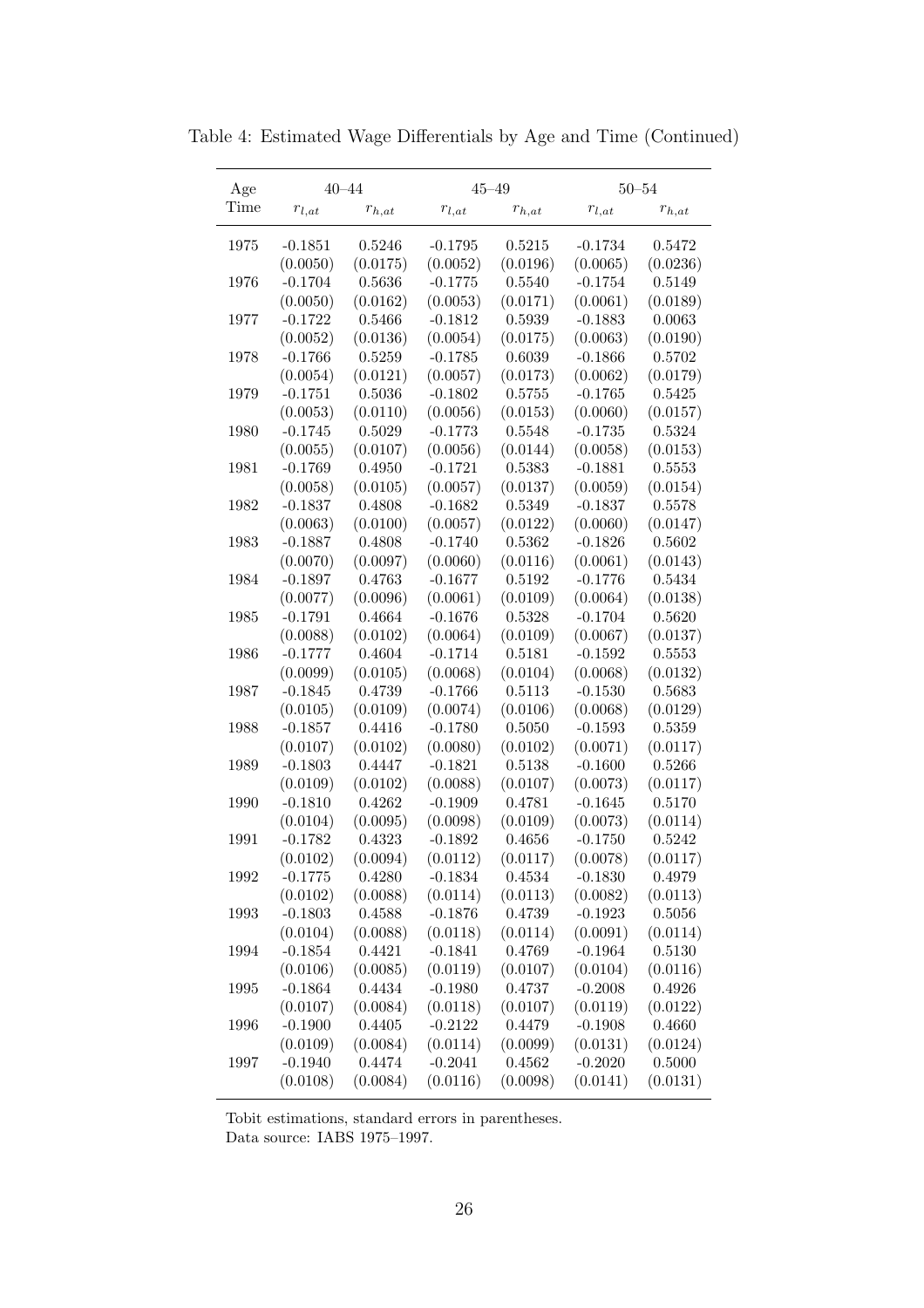Table 4: Estimated Wage Differentials by Age and Time (Continued)

| Age | 40–44 | | 45–49 | | 50–54 | |
|---|---|---|---|---|---|---|
| Time | $r_{l,at}$ | $r_{h,at}$ | $r_{l,at}$ | $r_{h,at}$ | $r_{l,at}$ | $r_{h,at}$ |
| 1975 | -0.1851 | 0.5246 | -0.1795 | 0.5215 | -0.1734 | 0.5472 |
| | (0.0050) | (0.0175) | (0.0052) | (0.0196) | (0.0065) | (0.0236) |
| 1976 | -0.1704 | 0.5636 | -0.1775 | 0.5540 | -0.1754 | 0.5149 |
| | (0.0050) | (0.0162) | (0.0053) | (0.0171) | (0.0061) | (0.0189) |
| 1977 | -0.1722 | 0.5466 | -0.1812 | 0.5939 | -0.1883 | 0.0063 |
| | (0.0052) | (0.0136) | (0.0054) | (0.0175) | (0.0063) | (0.0190) |
| 1978 | -0.1766 | 0.5259 | -0.1785 | 0.6039 | -0.1866 | 0.5702 |
| | (0.0054) | (0.0121) | (0.0057) | (0.0173) | (0.0062) | (0.0179) |
| 1979 | -0.1751 | 0.5036 | -0.1802 | 0.5755 | -0.1765 | 0.5425 |
| | (0.0053) | (0.0110) | (0.0056) | (0.0153) | (0.0060) | (0.0157) |
| 1980 | -0.1745 | 0.5029 | -0.1773 | 0.5548 | -0.1735 | 0.5324 |
| | (0.0055) | (0.0107) | (0.0056) | (0.0144) | (0.0058) | (0.0153) |
| 1981 | -0.1769 | 0.4950 | -0.1721 | 0.5383 | -0.1881 | 0.5553 |
| | (0.0058) | (0.0105) | (0.0057) | (0.0137) | (0.0059) | (0.0154) |
| 1982 | -0.1837 | 0.4808 | -0.1682 | 0.5349 | -0.1837 | 0.5578 |
| | (0.0063) | (0.0100) | (0.0057) | (0.0122) | (0.0060) | (0.0147) |
| 1983 | -0.1887 | 0.4808 | -0.1740 | 0.5362 | -0.1826 | 0.5602 |
| | (0.0070) | (0.0097) | (0.0060) | (0.0116) | (0.0061) | (0.0143) |
| 1984 | -0.1897 | 0.4763 | -0.1677 | 0.5192 | -0.1776 | 0.5434 |
| | (0.0077) | (0.0096) | (0.0061) | (0.0109) | (0.0064) | (0.0138) |
| 1985 | -0.1791 | 0.4664 | -0.1676 | 0.5328 | -0.1704 | 0.5620 |
| | (0.0088) | (0.0102) | (0.0064) | (0.0109) | (0.0067) | (0.0137) |
| 1986 | -0.1777 | 0.4604 | -0.1714 | 0.5181 | -0.1592 | 0.5553 |
| | (0.0099) | (0.0105) | (0.0068) | (0.0104) | (0.0068) | (0.0132) |
| 1987 | -0.1845 | 0.4739 | -0.1766 | 0.5113 | -0.1530 | 0.5683 |
| | (0.0105) | (0.0109) | (0.0074) | (0.0106) | (0.0068) | (0.0129) |
| 1988 | -0.1857 | 0.4416 | -0.1780 | 0.5050 | -0.1593 | 0.5359 |
| | (0.0107) | (0.0102) | (0.0080) | (0.0102) | (0.0071) | (0.0117) |
| 1989 | -0.1803 | 0.4447 | -0.1821 | 0.5138 | -0.1600 | 0.5266 |
| | (0.0109) | (0.0102) | (0.0088) | (0.0107) | (0.0073) | (0.0117) |
| 1990 | -0.1810 | 0.4262 | -0.1909 | 0.4781 | -0.1645 | 0.5170 |
| | (0.0104) | (0.0095) | (0.0098) | (0.0109) | (0.0073) | (0.0114) |
| 1991 | -0.1782 | 0.4323 | -0.1892 | 0.4656 | -0.1750 | 0.5242 |
| | (0.0102) | (0.0094) | (0.0112) | (0.0117) | (0.0078) | (0.0117) |
| 1992 | -0.1775 | 0.4280 | -0.1834 | 0.4534 | -0.1830 | 0.4979 |
| | (0.0102) | (0.0088) | (0.0114) | (0.0113) | (0.0082) | (0.0113) |
| 1993 | -0.1803 | 0.4588 | -0.1876 | 0.4739 | -0.1923 | 0.5056 |
| | (0.0104) | (0.0088) | (0.0118) | (0.0114) | (0.0091) | (0.0114) |
| 1994 | -0.1854 | 0.4421 | -0.1841 | 0.4769 | -0.1964 | 0.5130 |
| | (0.0106) | (0.0085) | (0.0119) | (0.0107) | (0.0104) | (0.0116) |
| 1995 | -0.1864 | 0.4434 | -0.1980 | 0.4737 | -0.2008 | 0.4926 |
| | (0.0107) | (0.0084) | (0.0118) | (0.0107) | (0.0119) | (0.0122) |
| 1996 | -0.1900 | 0.4405 | -0.2122 | 0.4479 | -0.1908 | 0.4660 |
| | (0.0109) | (0.0084) | (0.0114) | (0.0099) | (0.0131) | (0.0124) |
| 1997 | -0.1940 | 0.4474 | -0.2041 | 0.4562 | -0.2020 | 0.5000 |
| | (0.0108) | (0.0084) | (0.0116) | (0.0098) | (0.0141) | (0.0131) |

Tobit estimations, standard errors in parentheses.
Data source: IABS 1975–1997.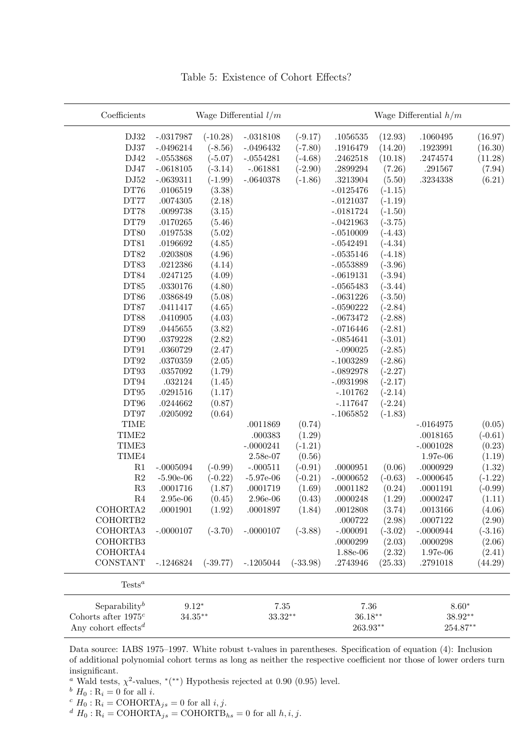Table 5: Existence of Cohort Effects?

| Coefficients | Wage Differential $l/m$ | | | | Wage Differential $h/m$ | | | |
|---|---|---|---|---|---|---|---|---|
| DJ32 | -.0317987 | (-10.28) | -.0318108 | (-9.17) | .1056535 | (12.93) | .1060495 | (16.97) |
| DJ37 | -.0496214 | (-8.56) | -.0496432 | (-7.80) | .1916479 | (14.20) | .1923991 | (16.30) |
| DJ42 | -.0553868 | (-5.07) | -.0554281 | (-4.68) | .2462518 | (10.18) | .2474574 | (11.28) |
| DJ47 | -.0618105 | (-3.14) | -.061881 | (-2.90) | .2899294 | (7.26) | .291567 | (7.94) |
| DJ52 | -.0639311 | (-1.99) | -.0640378 | (-1.86) | .3213904 | (5.50) | .3234338 | (6.21) |
| DT76 | .0106519 | (3.38) | | | -.0125476 | (-1.15) | | |
| DT77 | .0074305 | (2.18) | | | -.0121037 | (-1.19) | | |
| DT78 | .0099738 | (3.15) | | | -.0181724 | (-1.50) | | |
| DT79 | .0170265 | (5.46) | | | -.0421963 | (-3.75) | | |
| DT80 | .0197538 | (5.02) | | | -.0510009 | (-4.43) | | |
| DT81 | .0196692 | (4.85) | | | -.0542491 | (-4.34) | | |
| DT82 | .0203808 | (4.96) | | | -.0535146 | (-4.18) | | |
| DT83 | .0212386 | (4.14) | | | -.0553889 | (-3.96) | | |
| DT84 | .0247125 | (4.09) | | | -.0619131 | (-3.94) | | |
| DT85 | .0330176 | (4.80) | | | -.0565483 | (-3.44) | | |
| DT86 | .0386849 | (5.08) | | | -.0631226 | (-3.50) | | |
| DT87 | .0411417 | (4.65) | | | -.0590222 | (-2.84) | | |
| DT88 | .0410905 | (4.03) | | | -.0673472 | (-2.88) | | |
| DT89 | .0445655 | (3.82) | | | -.0716446 | (-2.81) | | |
| DT90 | .0379228 | (2.82) | | | -.0854641 | (-3.01) | | |
| DT91 | .0360729 | (2.47) | | | -.090025 | (-2.85) | | |
| DT92 | .0370359 | (2.05) | | | -.1003289 | (-2.86) | | |
| DT93 | .0357092 | (1.79) | | | -.0892978 | (-2.27) | | |
| DT94 | .032124 | (1.45) | | | -.0931998 | (-2.17) | | |
| DT95 | .0291516 | (1.17) | | | -.101762 | (-2.14) | | |
| DT96 | .0244662 | (0.87) | | | -.117647 | (-2.24) | | |
| DT97 | .0205092 | (0.64) | | | -.1065852 | (-1.83) | | |
| TIME | | | .0011869 | (0.74) | | | -.0164975 | (0.05) |
| TIME2 | | | .000383 | (1.29) | | | .0018165 | (-0.61) |
| TIME3 | | | -.0000241 | (-1.21) | | | -.0001028 | (0.23) |
| TIME4 | | | 2.58e-07 | (0.56) | | | 1.97e-06 | (1.19) |
| R1 | -.0005094 | (-0.99) | -.000511 | (-0.91) | .0000951 | (0.06) | .0000929 | (1.32) |
| R2 | -5.90e-06 | (-0.22) | -5.97e-06 | (-0.21) | -.0000652 | (-0.63) | -.0000645 | (-1.22) |
| R3 | .0001716 | (1.87) | .0001719 | (1.69) | .0001182 | (0.24) | .0001191 | (-0.99) |
| R4 | 2.95e-06 | (0.45) | 2.96e-06 | (0.43) | .0000248 | (1.29) | .0000247 | (1.11) |
| COHORTA2 | .0001901 | (1.92) | .0001897 | (1.84) | .0012808 | (3.74) | .0013166 | (4.06) |
| COHORTB2 | | | | | .000722 | (2.98) | .0007122 | (2.90) |
| COHORTA3 | -.0000107 | (-3.70) | -.0000107 | (-3.88) | -.000091 | (-3.02) | -.0000944 | (-3.16) |
| COHORTB3 | | | | | .0000299 | (2.03) | .0000298 | (2.06) |
| COHORTA4 | | | | | 1.88e-06 | (2.32) | 1.97e-06 | (2.41) |
| CONSTANT | -.1246824 | (-39.77) | -.1205044 | (-33.98) | .2743946 | (25.33) | .2791018 | (44.29) |
| Tests[a] | | | | | | | | |
| Separability[b] | 9.12* | | 7.35 | | 7.36 | | 8.60* | |
| Cohorts after 1975[c] | 34.35** | | 33.32** | | 36.18** | | 38.92** | |
| Any cohort effects[d] | | | | | 263.93** | | 254.87** | |

Data source: IABS 1975–1997. White robust t-values in parentheses. Specification of equation (4): Inclusion of additional polynomial cohort terms as long as neither the respective coefficient nor those of lower orders turn insignificant.

[a] Wald tests, $\chi^2$-values, *(**) Hypothesis rejected at 0.90 (0.95) level.

[b] $H_0 : \mathrm{R}_i = 0$ for all $i$.

[c] $H_0 : \mathrm{R}_i = \mathrm{COHORTA}_{js} = 0$ for all $i, j$.

[d] $H_0 : \mathrm{R}_i = \mathrm{COHORTA}_{js} = \mathrm{COHORTB}_{hs} = 0$ for all $h, i, j$.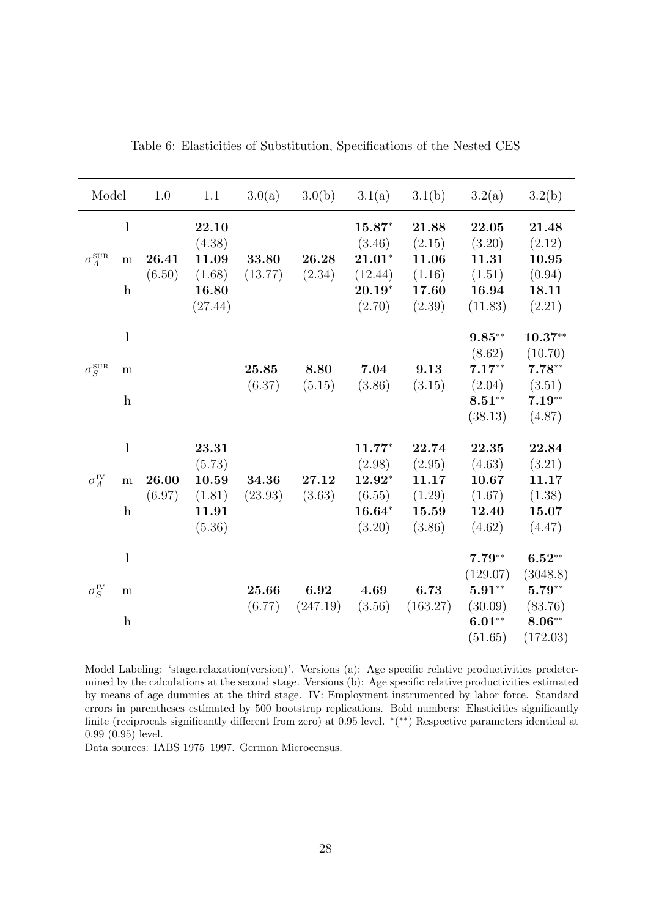Table 6: Elasticities of Substitution, Specifications of the Nested CES

| Model | | 1.0 | 1.1 | 3.0(a) | 3.0(b) | 3.1(a) | 3.1(b) | 3.2(a) | 3.2(b) |
|---|---|---|---|---|---|---|---|---|---|
| $\sigma_A^{\text{SUR}}$ | l | | **22.10** | | | **15.87**$^{*}$ | **21.88** | **22.05** | **21.48** |
| | | | (4.38) | | | (3.46) | (2.15) | (3.20) | (2.12) |
| | m | **26.41** | **11.09** | **33.80** | **26.28** | **21.01**$^{*}$ | **11.06** | **11.31** | **10.95** |
| | | (6.50) | (1.68) | (13.77) | (2.34) | (12.44) | (1.16) | (1.51) | (0.94) |
| | h | | **16.80** | | | **20.19**$^{*}$ | **17.60** | **16.94** | **18.11** |
| | | | (27.44) | | | (2.70) | (2.39) | (11.83) | (2.21) |
| $\sigma_S^{\text{SUR}}$ | l | | | | | | | **9.85**$^{**}$ | **10.37**$^{**}$ |
| | | | | | | | | (8.62) | (10.70) |
| | m | | | **25.85** | **8.80** | **7.04** | **9.13** | **7.17**$^{**}$ | **7.78**$^{**}$ |
| | | | | (6.37) | (5.15) | (3.86) | (3.15) | (2.04) | (3.51) |
| | h | | | | | | | **8.51**$^{**}$ | **7.19**$^{**}$ |
| | | | | | | | | (38.13) | (4.87) |
| $\sigma_A^{\text{IV}}$ | l | | **23.31** | | | **11.77**$^{*}$ | **22.74** | **22.35** | **22.84** |
| | | | (5.73) | | | (2.98) | (2.95) | (4.63) | (3.21) |
| | m | **26.00** | **10.59** | **34.36** | **27.12** | **12.92**$^{*}$ | **11.17** | **10.67** | **11.17** |
| | | (6.97) | (1.81) | (23.93) | (3.63) | (6.55) | (1.29) | (1.67) | (1.38) |
| | h | | **11.91** | | | **16.64**$^{*}$ | **15.59** | **12.40** | **15.07** |
| | | | (5.36) | | | (3.20) | (3.86) | (4.62) | (4.47) |
| $\sigma_S^{\text{IV}}$ | l | | | | | | | **7.79**$^{**}$ | **6.52**$^{**}$ |
| | | | | | | | | (129.07) | (3048.8) |
| | m | | | **25.66** | **6.92** | **4.69** | **6.73** | **5.91**$^{**}$ | **5.79**$^{**}$ |
| | | | | (6.77) | (247.19) | (3.56) | (163.27) | (30.09) | (83.76) |
| | h | | | | | | | **6.01**$^{**}$ | **8.06**$^{**}$ |
| | | | | | | | | (51.65) | (172.03) |

Model Labeling: 'stage.relaxation(version)'. Versions (a): Age specific relative productivities predetermined by the calculations at the second stage. Versions (b): Age specific relative productivities estimated by means of age dummies at the third stage. IV: Employment instrumented by labor force. Standard errors in parentheses estimated by 500 bootstrap replications. Bold numbers: Elasticities significantly finite (reciprocals significantly different from zero) at 0.95 level. $^{*}$($^{**}$) Respective parameters identical at 0.99 (0.95) level.

Data sources: IABS 1975–1997. German Microcensus.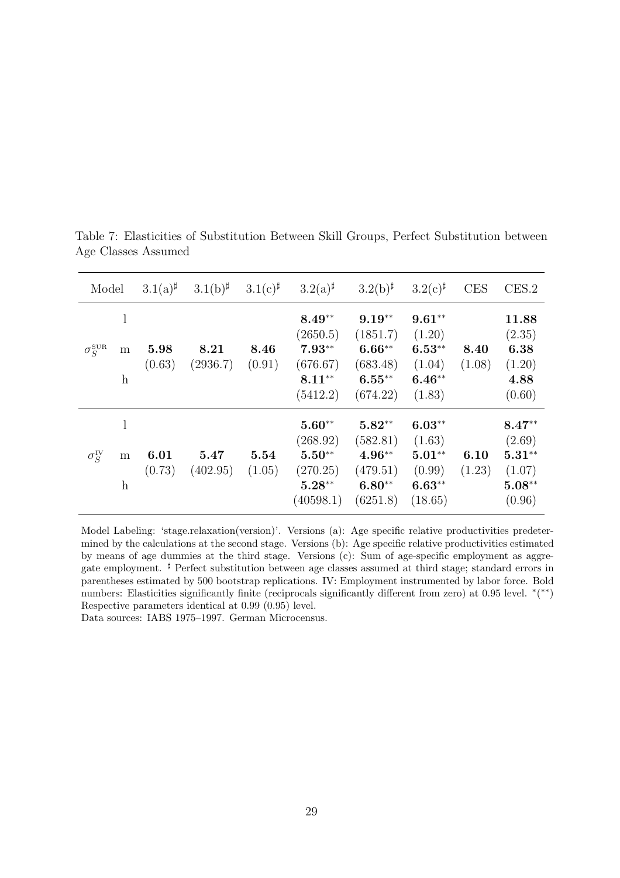Table 7: Elasticities of Substitution Between Skill Groups, Perfect Substitution between Age Classes Assumed

| Model | | 3.1(a)$^\sharp$ | 3.1(b)$^\sharp$ | 3.1(c)$^\sharp$ | 3.2(a)$^\sharp$ | 3.2(b)$^\sharp$ | 3.2(c)$^\sharp$ | CES | CES.2 |
|---|---|---|---|---|---|---|---|---|---|
| $\sigma_S^{\mathrm{SUR}}$ | l | | | | **8.49**$^{**}$ | **9.19**$^{**}$ | **9.61**$^{**}$ | | **11.88** |
| | | | | | (2650.5) | (1851.7) | (1.20) | | (2.35) |
| | m | **5.98** | **8.21** | **8.46** | **7.93**$^{**}$ | **6.66**$^{**}$ | **6.53**$^{**}$ | **8.40** | **6.38** |
| | | (0.63) | (2936.7) | (0.91) | (676.67) | (683.48) | (1.04) | (1.08) | (1.20) |
| | h | | | | **8.11**$^{**}$ | **6.55**$^{**}$ | **6.46**$^{**}$ | | **4.88** |
| | | | | | (5412.2) | (674.22) | (1.83) | | (0.60) |
| $\sigma_S^{\mathrm{IV}}$ | l | | | | **5.60**$^{**}$ | **5.82**$^{**}$ | **6.03**$^{**}$ | | **8.47**$^{**}$ |
| | | | | | (268.92) | (582.81) | (1.63) | | (2.69) |
| | m | **6.01** | **5.47** | **5.54** | **5.50**$^{**}$ | **4.96**$^{**}$ | **5.01**$^{**}$ | **6.10** | **5.31**$^{**}$ |
| | | (0.73) | (402.95) | (1.05) | (270.25) | (479.51) | (0.99) | (1.23) | (1.07) |
| | h | | | | **5.28**$^{**}$ | **6.80**$^{**}$ | **6.63**$^{**}$ | | **5.08**$^{**}$ |
| | | | | | (40598.1) | (6251.8) | (18.65) | | (0.96) |

Model Labeling: 'stage.relaxation(version)'. Versions (a): Age specific relative productivities predetermined by the calculations at the second stage. Versions (b): Age specific relative productivities estimated by means of age dummies at the third stage. Versions (c): Sum of age-specific employment as aggregate employment. $\sharp$ Perfect substitution between age classes assumed at third stage; standard errors in parentheses estimated by 500 bootstrap replications. IV: Employment instrumented by labor force. Bold numbers: Elasticities significantly finite (reciprocals significantly different from zero) at 0.95 level. $^{*}$($^{**}$) Respective parameters identical at 0.99 (0.95) level.
Data sources: IABS 1975–1997. German Microcensus.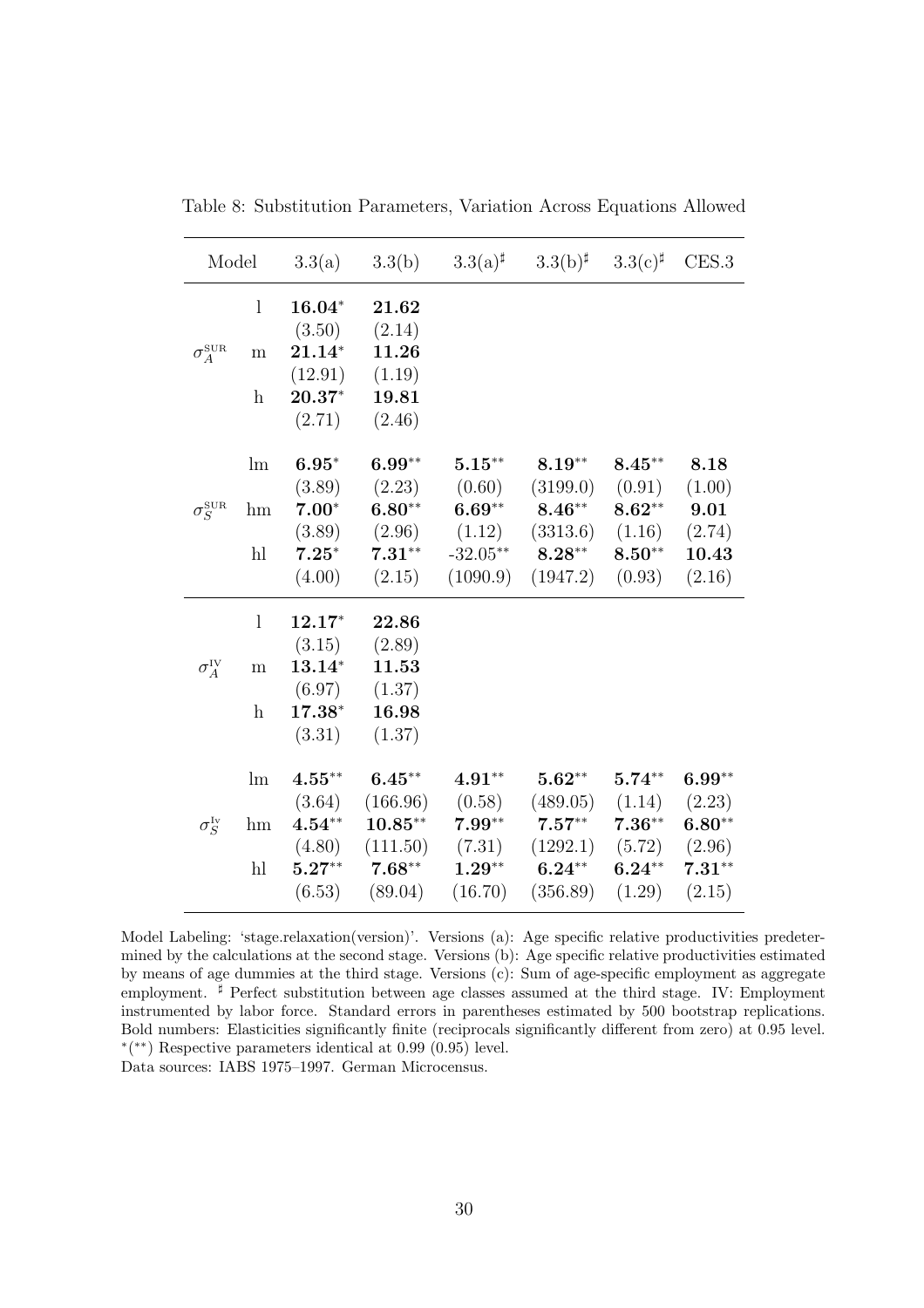Table 8: Substitution Parameters, Variation Across Equations Allowed

| Model | | 3.3(a) | 3.3(b) | 3.3(a)$^\sharp$ | 3.3(b)$^\sharp$ | 3.3(c)$^\sharp$ | CES.3 |
|---|---|---|---|---|---|---|---|
| $\sigma_A^{\text{SUR}}$ | l | **16.04**$^*$ | **21.62** | | | | |
| | | (3.50) | (2.14) | | | | |
| | m | **21.14**$^*$ | **11.26** | | | | |
| | | (12.91) | (1.19) | | | | |
| | h | **20.37**$^*$ | **19.81** | | | | |
| | | (2.71) | (2.46) | | | | |
| $\sigma_S^{\text{SUR}}$ | lm | **6.95**$^*$ | **6.99**$^{**}$ | **5.15**$^{**}$ | **8.19**$^{**}$ | **8.45**$^{**}$ | **8.18** |
| | | (3.89) | (2.23) | (0.60) | (3199.0) | (0.91) | (1.00) |
| | hm | **7.00**$^*$ | **6.80**$^{**}$ | **6.69**$^{**}$ | **8.46**$^{**}$ | **8.62**$^{**}$ | **9.01** |
| | | (3.89) | (2.96) | (1.12) | (3313.6) | (1.16) | (2.74) |
| | hl | **7.25**$^*$ | **7.31**$^{**}$ | -32.05$^{**}$ | **8.28**$^{**}$ | **8.50**$^{**}$ | **10.43** |
| | | (4.00) | (2.15) | (1090.9) | (1947.2) | (0.93) | (2.16) |
| $\sigma_A^{\text{IV}}$ | l | **12.17**$^*$ | **22.86** | | | | |
| | | (3.15) | (2.89) | | | | |
| | m | **13.14**$^*$ | **11.53** | | | | |
| | | (6.97) | (1.37) | | | | |
| | h | **17.38**$^*$ | **16.98** | | | | |
| | | (3.31) | (1.37) | | | | |
| $\sigma_S^{\text{IV}}$ | lm | **4.55**$^{**}$ | **6.45**$^{**}$ | **4.91**$^{**}$ | **5.62**$^{**}$ | **5.74**$^{**}$ | **6.99**$^{**}$ |
| | | (3.64) | (166.96) | (0.58) | (489.05) | (1.14) | (2.23) |
| | hm | **4.54**$^{**}$ | **10.85**$^{**}$ | **7.99**$^{**}$ | **7.57**$^{**}$ | **7.36**$^{**}$ | **6.80**$^{**}$ |
| | | (4.80) | (111.50) | (7.31) | (1292.1) | (5.72) | (2.96) |
| | hl | **5.27**$^{**}$ | **7.68**$^{**}$ | **1.29**$^{**}$ | **6.24**$^{**}$ | **6.24**$^{**}$ | **7.31**$^{**}$ |
| | | (6.53) | (89.04) | (16.70) | (356.89) | (1.29) | (2.15) |

Model Labeling: 'stage.relaxation(version)'. Versions (a): Age specific relative productivities predetermined by the calculations at the second stage. Versions (b): Age specific relative productivities estimated by means of age dummies at the third stage. Versions (c): Sum of age-specific employment as aggregate employment. $^\sharp$ Perfect substitution between age classes assumed at the third stage. IV: Employment instrumented by labor force. Standard errors in parentheses estimated by 500 bootstrap replications. Bold numbers: Elasticities significantly finite (reciprocals significantly different from zero) at 0.95 level. $^*$($^{**}$) Respective parameters identical at 0.99 (0.95) level.
Data sources: IABS 1975–1997. German Microcensus.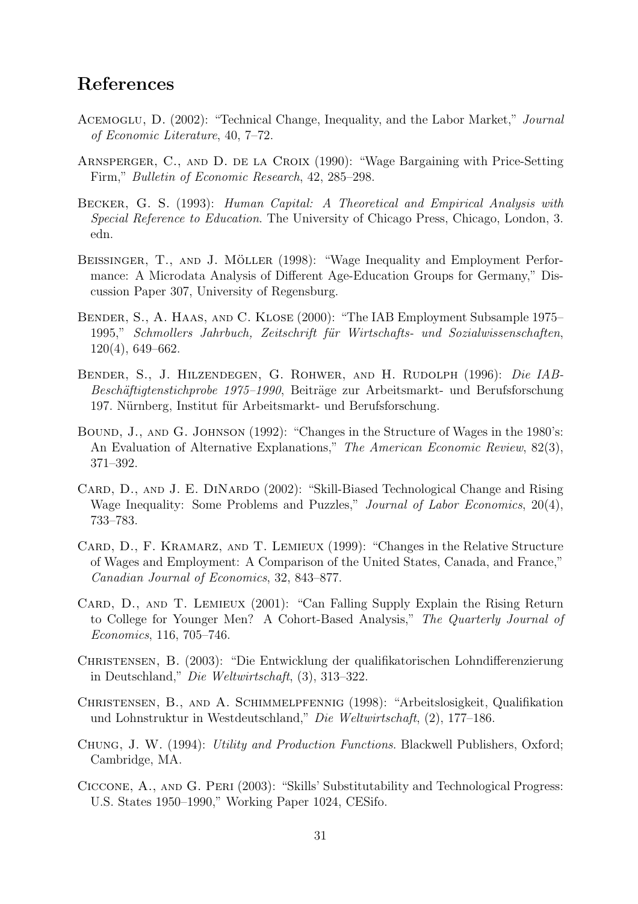## References

Acemoglu, D. (2002): "Technical Change, Inequality, and the Labor Market," *Journal of Economic Literature*, 40, 7–72.

Arnsperger, C., and D. de la Croix (1990): "Wage Bargaining with Price-Setting Firm," *Bulletin of Economic Research*, 42, 285–298.

Becker, G. S. (1993): *Human Capital: A Theoretical and Empirical Analysis with Special Reference to Education*. The University of Chicago Press, Chicago, London, 3. edn.

Beissinger, T., and J. Möller (1998): "Wage Inequality and Employment Performance: A Microdata Analysis of Different Age-Education Groups for Germany," Discussion Paper 307, University of Regensburg.

Bender, S., A. Haas, and C. Klose (2000): "The IAB Employment Subsample 1975–1995," *Schmollers Jahrbuch, Zeitschrift für Wirtschafts- und Sozialwissenschaften*, 120(4), 649–662.

Bender, S., J. Hilzendegen, G. Rohwer, and H. Rudolph (1996): *Die IAB-Beschäftigtenstichprobe 1975–1990*, Beiträge zur Arbeitsmarkt- und Berufsforschung 197. Nürnberg, Institut für Arbeitsmarkt- und Berufsforschung.

Bound, J., and G. Johnson (1992): "Changes in the Structure of Wages in the 1980's: An Evaluation of Alternative Explanations," *The American Economic Review*, 82(3), 371–392.

Card, D., and J. E. DiNardo (2002): "Skill-Biased Technological Change and Rising Wage Inequality: Some Problems and Puzzles," *Journal of Labor Economics*, 20(4), 733–783.

Card, D., F. Kramarz, and T. Lemieux (1999): "Changes in the Relative Structure of Wages and Employment: A Comparison of the United States, Canada, and France," *Canadian Journal of Economics*, 32, 843–877.

Card, D., and T. Lemieux (2001): "Can Falling Supply Explain the Rising Return to College for Younger Men? A Cohort-Based Analysis," *The Quarterly Journal of Economics*, 116, 705–746.

Christensen, B. (2003): "Die Entwicklung der qualifikatorischen Lohndifferenzierung in Deutschland," *Die Weltwirtschaft*, (3), 313–322.

Christensen, B., and A. Schimmelpfennig (1998): "Arbeitslosigkeit, Qualifikation und Lohnstruktur in Westdeutschland," *Die Weltwirtschaft*, (2), 177–186.

Chung, J. W. (1994): *Utility and Production Functions*. Blackwell Publishers, Oxford; Cambridge, MA.

Ciccone, A., and G. Peri (2003): "Skills' Substitutability and Technological Progress: U.S. States 1950–1990," Working Paper 1024, CESifo.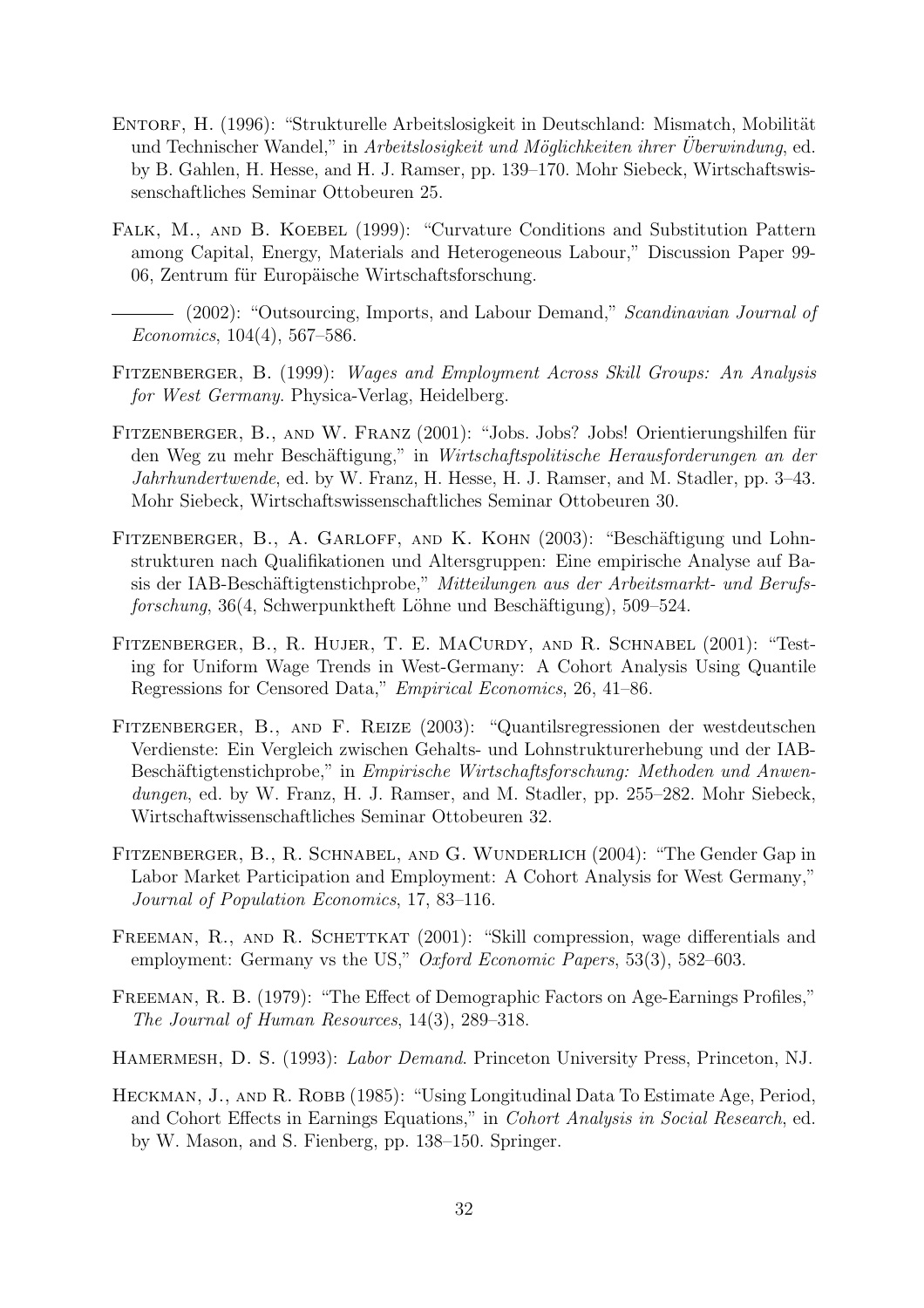Entorf, H. (1996): "Strukturelle Arbeitslosigkeit in Deutschland: Mismatch, Mobilität und Technischer Wandel," in *Arbeitslosigkeit und Möglichkeiten ihrer Überwindung*, ed. by B. Gahlen, H. Hesse, and H. J. Ramser, pp. 139–170. Mohr Siebeck, Wirtschaftswissenschaftliches Seminar Ottobeuren 25.

Falk, M., and B. Koebel (1999): "Curvature Conditions and Substitution Pattern among Capital, Energy, Materials and Heterogeneous Labour," Discussion Paper 99-06, Zentrum für Europäische Wirtschaftsforschung.

——— (2002): "Outsourcing, Imports, and Labour Demand," *Scandinavian Journal of Economics*, 104(4), 567–586.

Fitzenberger, B. (1999): *Wages and Employment Across Skill Groups: An Analysis for West Germany*. Physica-Verlag, Heidelberg.

Fitzenberger, B., and W. Franz (2001): "Jobs. Jobs? Jobs! Orientierungshilfen für den Weg zu mehr Beschäftigung," in *Wirtschaftspolitische Herausforderungen an der Jahrhundertwende*, ed. by W. Franz, H. Hesse, H. J. Ramser, and M. Stadler, pp. 3–43. Mohr Siebeck, Wirtschaftswissenschaftliches Seminar Ottobeuren 30.

Fitzenberger, B., A. Garloff, and K. Kohn (2003): "Beschäftigung und Lohnstrukturen nach Qualifikationen und Altersgruppen: Eine empirische Analyse auf Basis der IAB-Beschäftigtenstichprobe," *Mitteilungen aus der Arbeitsmarkt- und Berufsforschung*, 36(4, Schwerpunktheft Löhne und Beschäftigung), 509–524.

Fitzenberger, B., R. Hujer, T. E. MaCurdy, and R. Schnabel (2001): "Testing for Uniform Wage Trends in West-Germany: A Cohort Analysis Using Quantile Regressions for Censored Data," *Empirical Economics*, 26, 41–86.

Fitzenberger, B., and F. Reize (2003): "Quantilsregressionen der westdeutschen Verdienste: Ein Vergleich zwischen Gehalts- und Lohnstrukturerhebung und der IAB-Beschäftigtenstichprobe," in *Empirische Wirtschaftsforschung: Methoden und Anwendungen*, ed. by W. Franz, H. J. Ramser, and M. Stadler, pp. 255–282. Mohr Siebeck, Wirtschaftwissenschaftliches Seminar Ottobeuren 32.

Fitzenberger, B., R. Schnabel, and G. Wunderlich (2004): "The Gender Gap in Labor Market Participation and Employment: A Cohort Analysis for West Germany," *Journal of Population Economics*, 17, 83–116.

Freeman, R., and R. Schettkat (2001): "Skill compression, wage differentials and employment: Germany vs the US," *Oxford Economic Papers*, 53(3), 582–603.

Freeman, R. B. (1979): "The Effect of Demographic Factors on Age-Earnings Profiles," *The Journal of Human Resources*, 14(3), 289–318.

Hamermesh, D. S. (1993): *Labor Demand*. Princeton University Press, Princeton, NJ.

Heckman, J., and R. Robb (1985): "Using Longitudinal Data To Estimate Age, Period, and Cohort Effects in Earnings Equations," in *Cohort Analysis in Social Research*, ed. by W. Mason, and S. Fienberg, pp. 138–150. Springer.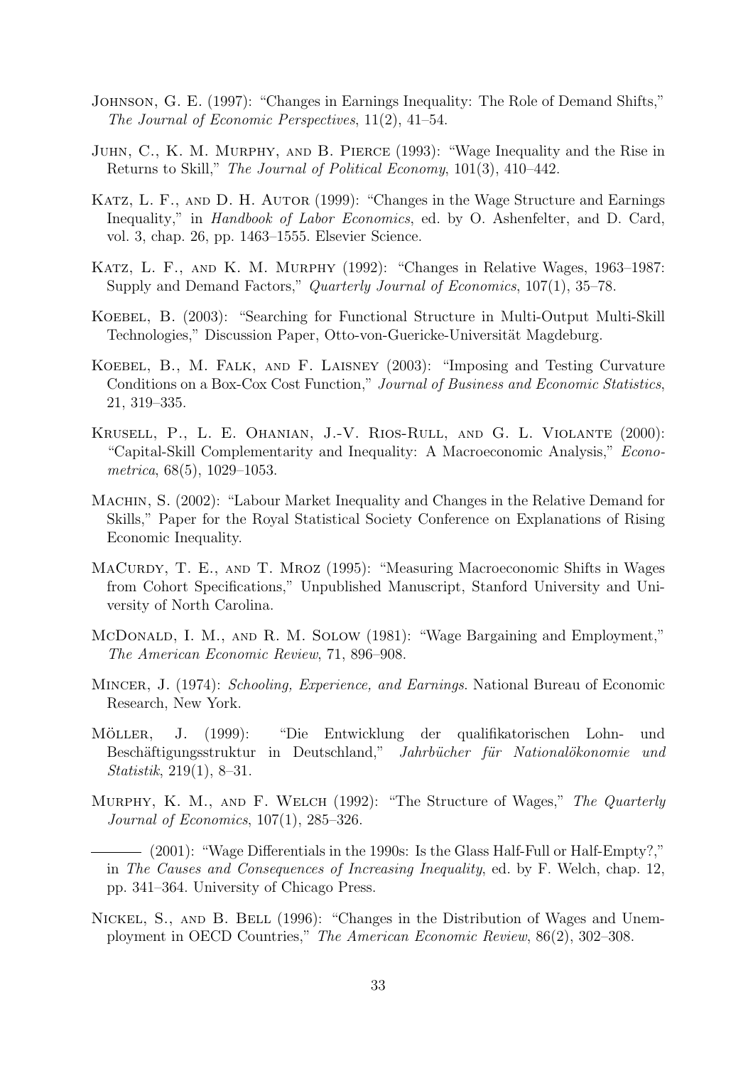Johnson, G. E. (1997): "Changes in Earnings Inequality: The Role of Demand Shifts," *The Journal of Economic Perspectives*, 11(2), 41–54.

Juhn, C., K. M. Murphy, and B. Pierce (1993): "Wage Inequality and the Rise in Returns to Skill," *The Journal of Political Economy*, 101(3), 410–442.

Katz, L. F., and D. H. Autor (1999): "Changes in the Wage Structure and Earnings Inequality," in *Handbook of Labor Economics*, ed. by O. Ashenfelter, and D. Card, vol. 3, chap. 26, pp. 1463–1555. Elsevier Science.

Katz, L. F., and K. M. Murphy (1992): "Changes in Relative Wages, 1963–1987: Supply and Demand Factors," *Quarterly Journal of Economics*, 107(1), 35–78.

Koebel, B. (2003): "Searching for Functional Structure in Multi-Output Multi-Skill Technologies," Discussion Paper, Otto-von-Guericke-Universität Magdeburg.

Koebel, B., M. Falk, and F. Laisney (2003): "Imposing and Testing Curvature Conditions on a Box-Cox Cost Function," *Journal of Business and Economic Statistics*, 21, 319–335.

Krusell, P., L. E. Ohanian, J.-V. Rios-Rull, and G. L. Violante (2000): "Capital-Skill Complementarity and Inequality: A Macroeconomic Analysis," *Econometrica*, 68(5), 1029–1053.

Machin, S. (2002): "Labour Market Inequality and Changes in the Relative Demand for Skills," Paper for the Royal Statistical Society Conference on Explanations of Rising Economic Inequality.

MaCurdy, T. E., and T. Mroz (1995): "Measuring Macroeconomic Shifts in Wages from Cohort Specifications," Unpublished Manuscript, Stanford University and University of North Carolina.

McDonald, I. M., and R. M. Solow (1981): "Wage Bargaining and Employment," *The American Economic Review*, 71, 896–908.

Mincer, J. (1974): *Schooling, Experience, and Earnings*. National Bureau of Economic Research, New York.

Möller, J. (1999): "Die Entwicklung der qualifikatorischen Lohn- und Beschäftigungsstruktur in Deutschland," *Jahrbücher für Nationalökonomie und Statistik*, 219(1), 8–31.

Murphy, K. M., and F. Welch (1992): "The Structure of Wages," *The Quarterly Journal of Economics*, 107(1), 285–326.

——— (2001): "Wage Differentials in the 1990s: Is the Glass Half-Full or Half-Empty?," in *The Causes and Consequences of Increasing Inequality*, ed. by F. Welch, chap. 12, pp. 341–364. University of Chicago Press.

Nickel, S., and B. Bell (1996): "Changes in the Distribution of Wages and Unemployment in OECD Countries," *The American Economic Review*, 86(2), 302–308.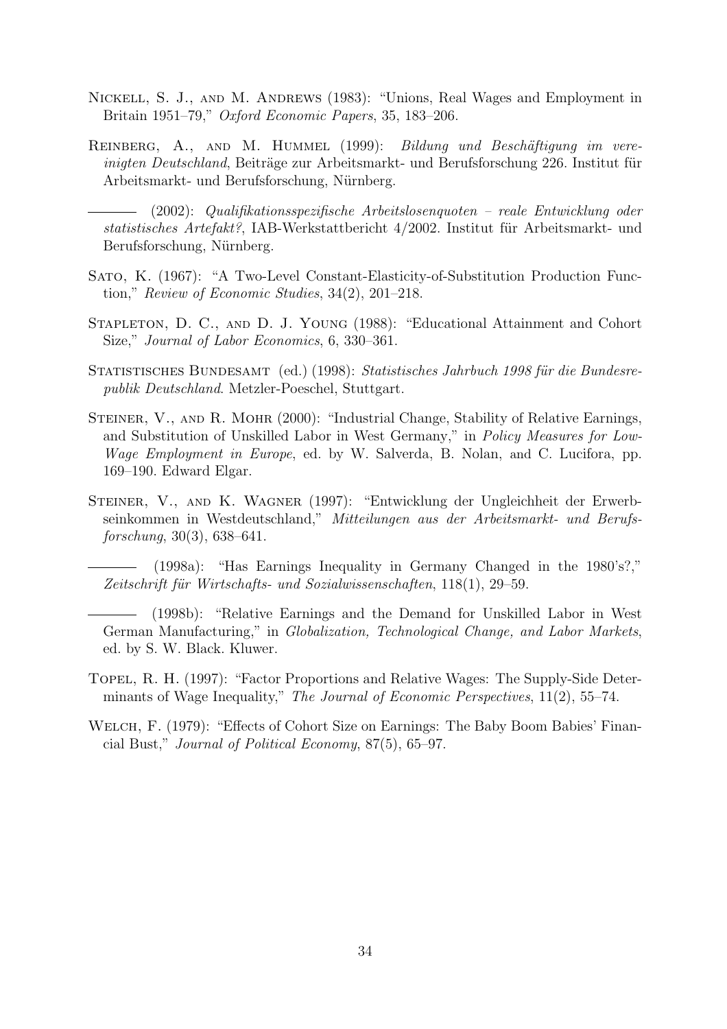Nickell, S. J., and M. Andrews (1983): "Unions, Real Wages and Employment in Britain 1951–79," *Oxford Economic Papers*, 35, 183–206.

Reinberg, A., and M. Hummel (1999): *Bildung und Beschäftigung im vereinigten Deutschland*, Beiträge zur Arbeitsmarkt- und Berufsforschung 226. Institut für Arbeitsmarkt- und Berufsforschung, Nürnberg.

——— (2002): *Qualifikationsspezifische Arbeitslosenquoten – reale Entwicklung oder statistisches Artefakt?*, IAB-Werkstattbericht 4/2002. Institut für Arbeitsmarkt- und Berufsforschung, Nürnberg.

Sato, K. (1967): "A Two-Level Constant-Elasticity-of-Substitution Production Function," *Review of Economic Studies*, 34(2), 201–218.

Stapleton, D. C., and D. J. Young (1988): "Educational Attainment and Cohort Size," *Journal of Labor Economics*, 6, 330–361.

Statistisches Bundesamt (ed.) (1998): *Statistisches Jahrbuch 1998 für die Bundesrepublik Deutschland*. Metzler-Poeschel, Stuttgart.

Steiner, V., and R. Mohr (2000): "Industrial Change, Stability of Relative Earnings, and Substitution of Unskilled Labor in West Germany," in *Policy Measures for Low-Wage Employment in Europe*, ed. by W. Salverda, B. Nolan, and C. Lucifora, pp. 169–190. Edward Elgar.

Steiner, V., and K. Wagner (1997): "Entwicklung der Ungleichheit der Erwerbseinkommen in Westdeutschland," *Mitteilungen aus der Arbeitsmarkt- und Berufsforschung*, 30(3), 638–641.

——— (1998a): "Has Earnings Inequality in Germany Changed in the 1980's?," *Zeitschrift für Wirtschafts- und Sozialwissenschaften*, 118(1), 29–59.

——— (1998b): "Relative Earnings and the Demand for Unskilled Labor in West German Manufacturing," in *Globalization, Technological Change, and Labor Markets*, ed. by S. W. Black. Kluwer.

Topel, R. H. (1997): "Factor Proportions and Relative Wages: The Supply-Side Determinants of Wage Inequality," *The Journal of Economic Perspectives*, 11(2), 55–74.

Welch, F. (1979): "Effects of Cohort Size on Earnings: The Baby Boom Babies' Financial Bust," *Journal of Political Economy*, 87(5), 65–97.